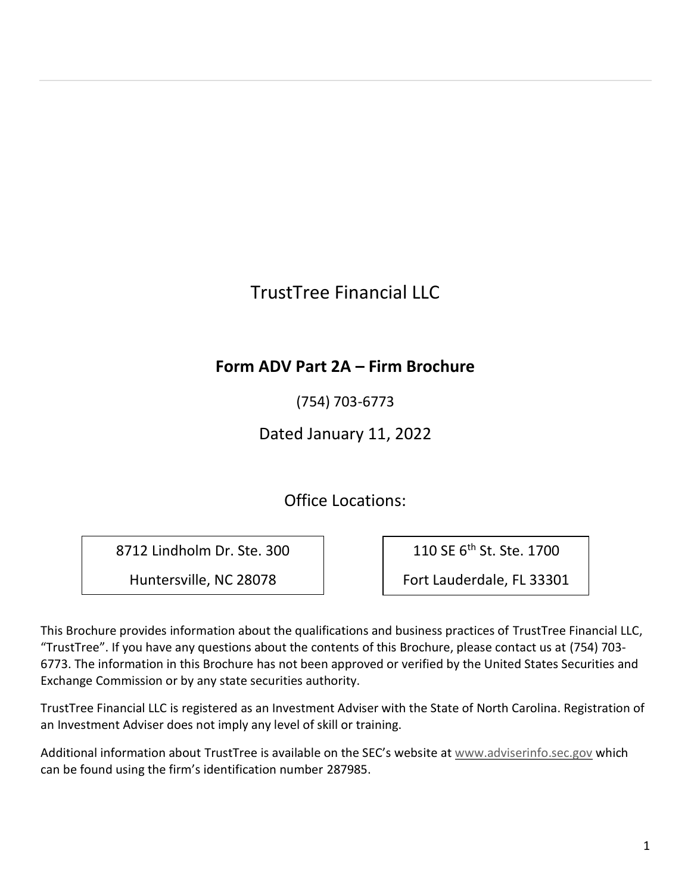# TrustTree Financial LLC

## Form ADV Part 2A – Firm Brochure

(754) 703-6773

Dated January 11, 2022

Office Locations:

| 8712 Lindholm Dr. Ste. 300<br>Huntersville, NC 28078 | 110 SE 6th St. Ste. 1700<br>Fort Lauderdale, FL 33301 |
|---|---|

This Brochure provides information about the qualifications and business practices of TrustTree Financial LLC, "TrustTree". If you have any questions about the contents of this Brochure, please contact us at (754) 703-6773. The information in this Brochure has not been approved or verified by the United States Securities and Exchange Commission or by any state securities authority.

TrustTree Financial LLC is registered as an Investment Adviser with the State of North Carolina. Registration of an Investment Adviser does not imply any level of skill or training.

Additional information about TrustTree is available on the SEC's website at www.adviserinfo.sec.gov which can be found using the firm's identification number 287985.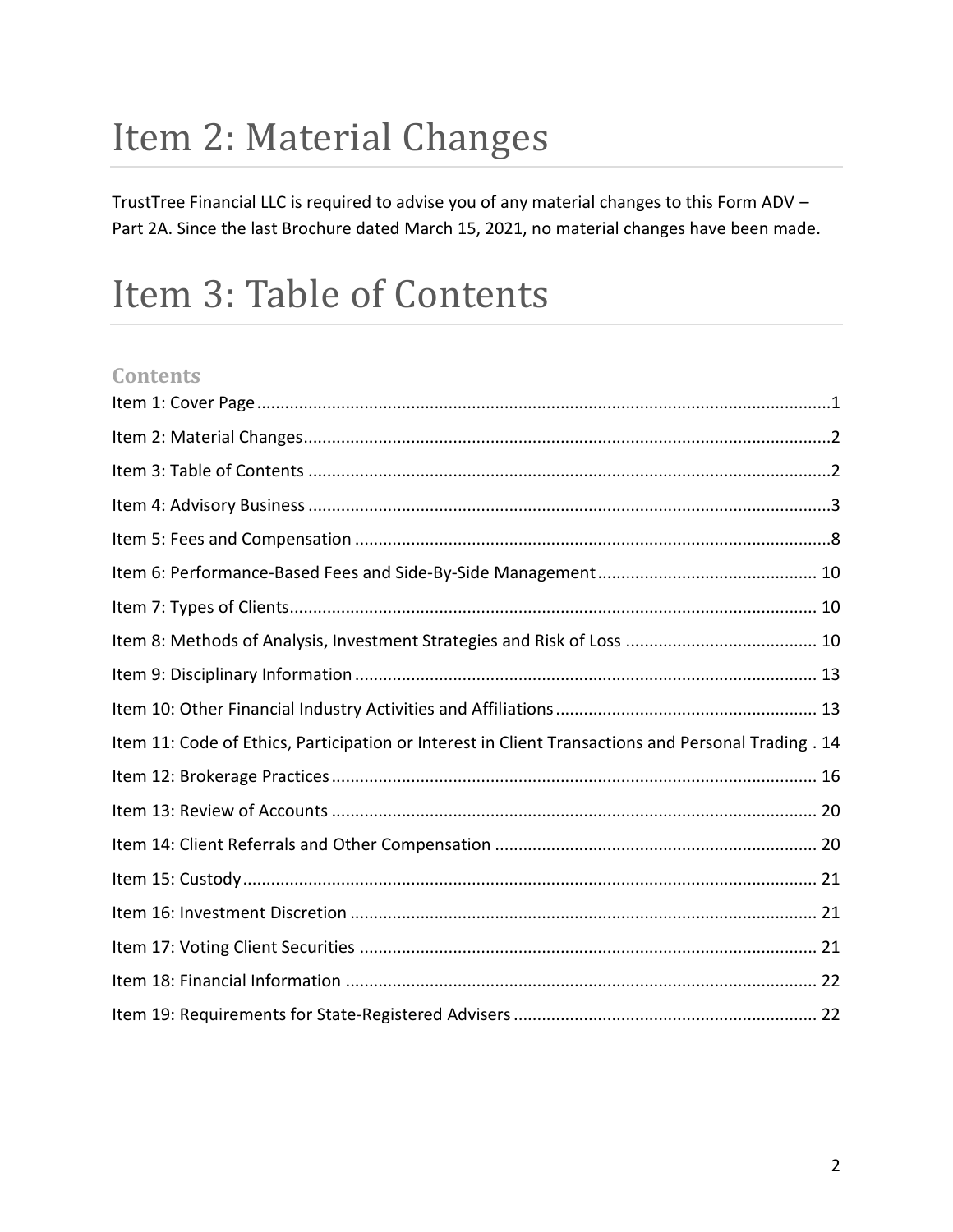# Item 2: Material Changes

TrustTree Financial LLC is required to advise you of any material changes to this Form ADV – Part 2A. Since the last Brochure dated March 15, 2021, no material changes have been made.

# Item 3: Table of Contents

### Contents

Item 1: Cover Page ........................................................................................................................1

Item 2: Material Changes...............................................................................................................2

Item 3: Table of Contents ..............................................................................................................2

Item 4: Advisory Business ..............................................................................................................3

Item 5: Fees and Compensation ....................................................................................................8

Item 6: Performance-Based Fees and Side-By-Side Management .............................................. 10

Item 7: Types of Clients............................................................................................................... 10

Item 8: Methods of Analysis, Investment Strategies and Risk of Loss ......................................... 10

Item 9: Disciplinary Information .................................................................................................. 13

Item 10: Other Financial Industry Activities and Affiliations ....................................................... 13

Item 11: Code of Ethics, Participation or Interest in Client Transactions and Personal Trading . 14

Item 12: Brokerage Practices ....................................................................................................... 16

Item 13: Review of Accounts ....................................................................................................... 20

Item 14: Client Referrals and Other Compensation .................................................................... 20

Item 15: Custody .......................................................................................................................... 21

Item 16: Investment Discretion ................................................................................................... 21

Item 17: Voting Client Securities ................................................................................................. 21

Item 18: Financial Information .................................................................................................... 22

Item 19: Requirements for State-Registered Advisers ................................................................ 22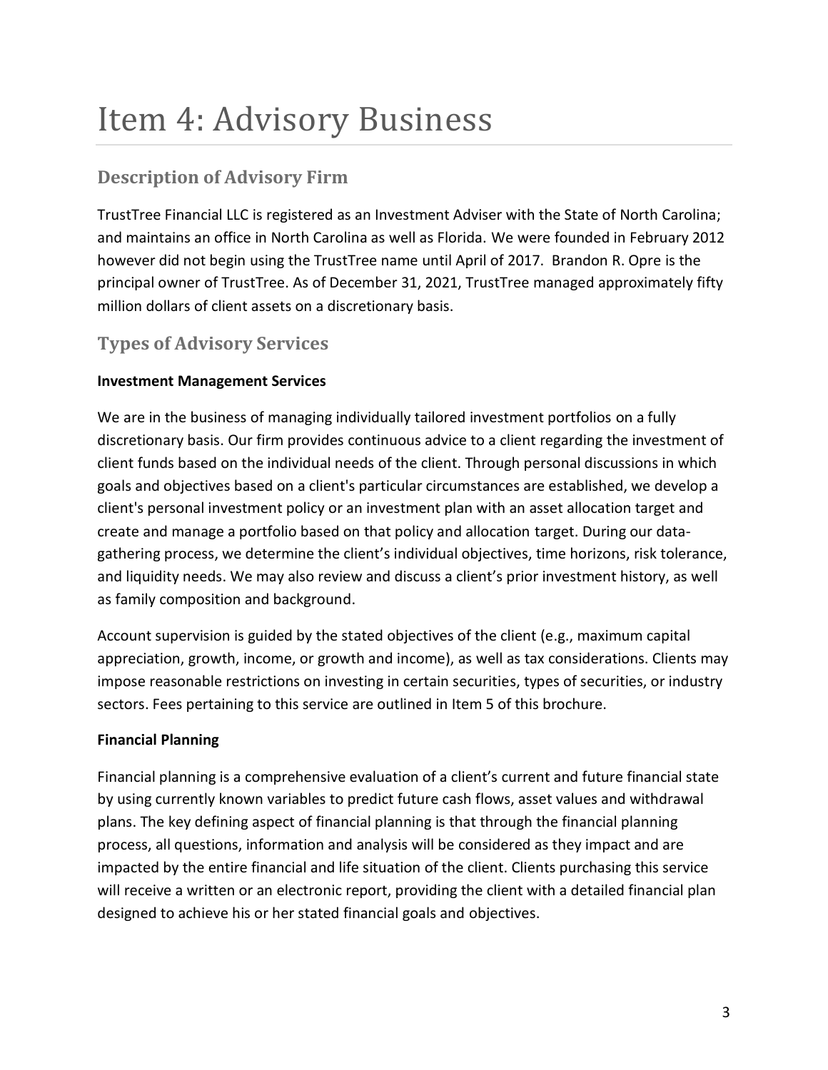# Item 4: Advisory Business

## Description of Advisory Firm

TrustTree Financial LLC is registered as an Investment Adviser with the State of North Carolina; and maintains an office in North Carolina as well as Florida. We were founded in February 2012 however did not begin using the TrustTree name until April of 2017. Brandon R. Opre is the principal owner of TrustTree. As of December 31, 2021, TrustTree managed approximately fifty million dollars of client assets on a discretionary basis.

## Types of Advisory Services

**Investment Management Services**

We are in the business of managing individually tailored investment portfolios on a fully discretionary basis. Our firm provides continuous advice to a client regarding the investment of client funds based on the individual needs of the client. Through personal discussions in which goals and objectives based on a client's particular circumstances are established, we develop a client's personal investment policy or an investment plan with an asset allocation target and create and manage a portfolio based on that policy and allocation target. During our data-gathering process, we determine the client's individual objectives, time horizons, risk tolerance, and liquidity needs. We may also review and discuss a client's prior investment history, as well as family composition and background.

Account supervision is guided by the stated objectives of the client (e.g., maximum capital appreciation, growth, income, or growth and income), as well as tax considerations. Clients may impose reasonable restrictions on investing in certain securities, types of securities, or industry sectors. Fees pertaining to this service are outlined in Item 5 of this brochure.

**Financial Planning**

Financial planning is a comprehensive evaluation of a client's current and future financial state by using currently known variables to predict future cash flows, asset values and withdrawal plans. The key defining aspect of financial planning is that through the financial planning process, all questions, information and analysis will be considered as they impact and are impacted by the entire financial and life situation of the client. Clients purchasing this service will receive a written or an electronic report, providing the client with a detailed financial plan designed to achieve his or her stated financial goals and objectives.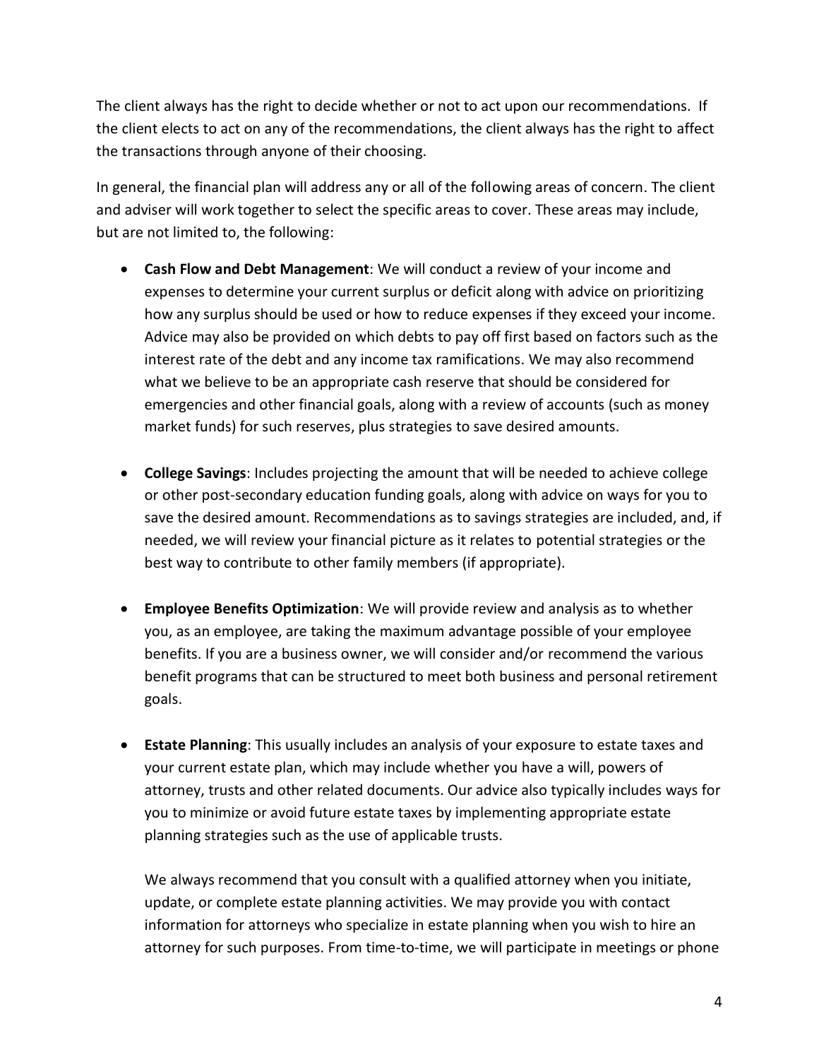The client always has the right to decide whether or not to act upon our recommendations. If the client elects to act on any of the recommendations, the client always has the right to affect the transactions through anyone of their choosing.

In general, the financial plan will address any or all of the following areas of concern. The client and adviser will work together to select the specific areas to cover. These areas may include, but are not limited to, the following:

- **Cash Flow and Debt Management**: We will conduct a review of your income and expenses to determine your current surplus or deficit along with advice on prioritizing how any surplus should be used or how to reduce expenses if they exceed your income. Advice may also be provided on which debts to pay off first based on factors such as the interest rate of the debt and any income tax ramifications. We may also recommend what we believe to be an appropriate cash reserve that should be considered for emergencies and other financial goals, along with a review of accounts (such as money market funds) for such reserves, plus strategies to save desired amounts.

- **College Savings**: Includes projecting the amount that will be needed to achieve college or other post-secondary education funding goals, along with advice on ways for you to save the desired amount. Recommendations as to savings strategies are included, and, if needed, we will review your financial picture as it relates to potential strategies or the best way to contribute to other family members (if appropriate).

- **Employee Benefits Optimization**: We will provide review and analysis as to whether you, as an employee, are taking the maximum advantage possible of your employee benefits. If you are a business owner, we will consider and/or recommend the various benefit programs that can be structured to meet both business and personal retirement goals.

- **Estate Planning**: This usually includes an analysis of your exposure to estate taxes and your current estate plan, which may include whether you have a will, powers of attorney, trusts and other related documents. Our advice also typically includes ways for you to minimize or avoid future estate taxes by implementing appropriate estate planning strategies such as the use of applicable trusts.

  We always recommend that you consult with a qualified attorney when you initiate, update, or complete estate planning activities. We may provide you with contact information for attorneys who specialize in estate planning when you wish to hire an attorney for such purposes. From time-to-time, we will participate in meetings or phone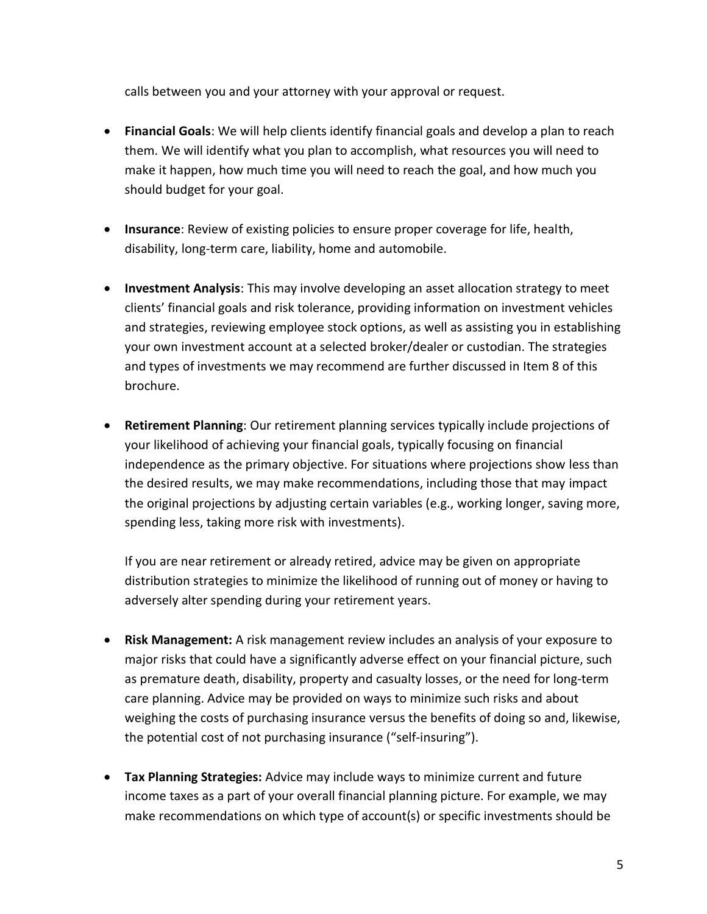calls between you and your attorney with your approval or request.

- **Financial Goals**: We will help clients identify financial goals and develop a plan to reach them. We will identify what you plan to accomplish, what resources you will need to make it happen, how much time you will need to reach the goal, and how much you should budget for your goal.

- **Insurance**: Review of existing policies to ensure proper coverage for life, health, disability, long-term care, liability, home and automobile.

- **Investment Analysis**: This may involve developing an asset allocation strategy to meet clients' financial goals and risk tolerance, providing information on investment vehicles and strategies, reviewing employee stock options, as well as assisting you in establishing your own investment account at a selected broker/dealer or custodian. The strategies and types of investments we may recommend are further discussed in Item 8 of this brochure.

- **Retirement Planning**: Our retirement planning services typically include projections of your likelihood of achieving your financial goals, typically focusing on financial independence as the primary objective. For situations where projections show less than the desired results, we may make recommendations, including those that may impact the original projections by adjusting certain variables (e.g., working longer, saving more, spending less, taking more risk with investments).

  If you are near retirement or already retired, advice may be given on appropriate distribution strategies to minimize the likelihood of running out of money or having to adversely alter spending during your retirement years.

- **Risk Management:** A risk management review includes an analysis of your exposure to major risks that could have a significantly adverse effect on your financial picture, such as premature death, disability, property and casualty losses, or the need for long-term care planning. Advice may be provided on ways to minimize such risks and about weighing the costs of purchasing insurance versus the benefits of doing so and, likewise, the potential cost of not purchasing insurance ("self-insuring").

- **Tax Planning Strategies:** Advice may include ways to minimize current and future income taxes as a part of your overall financial planning picture. For example, we may make recommendations on which type of account(s) or specific investments should be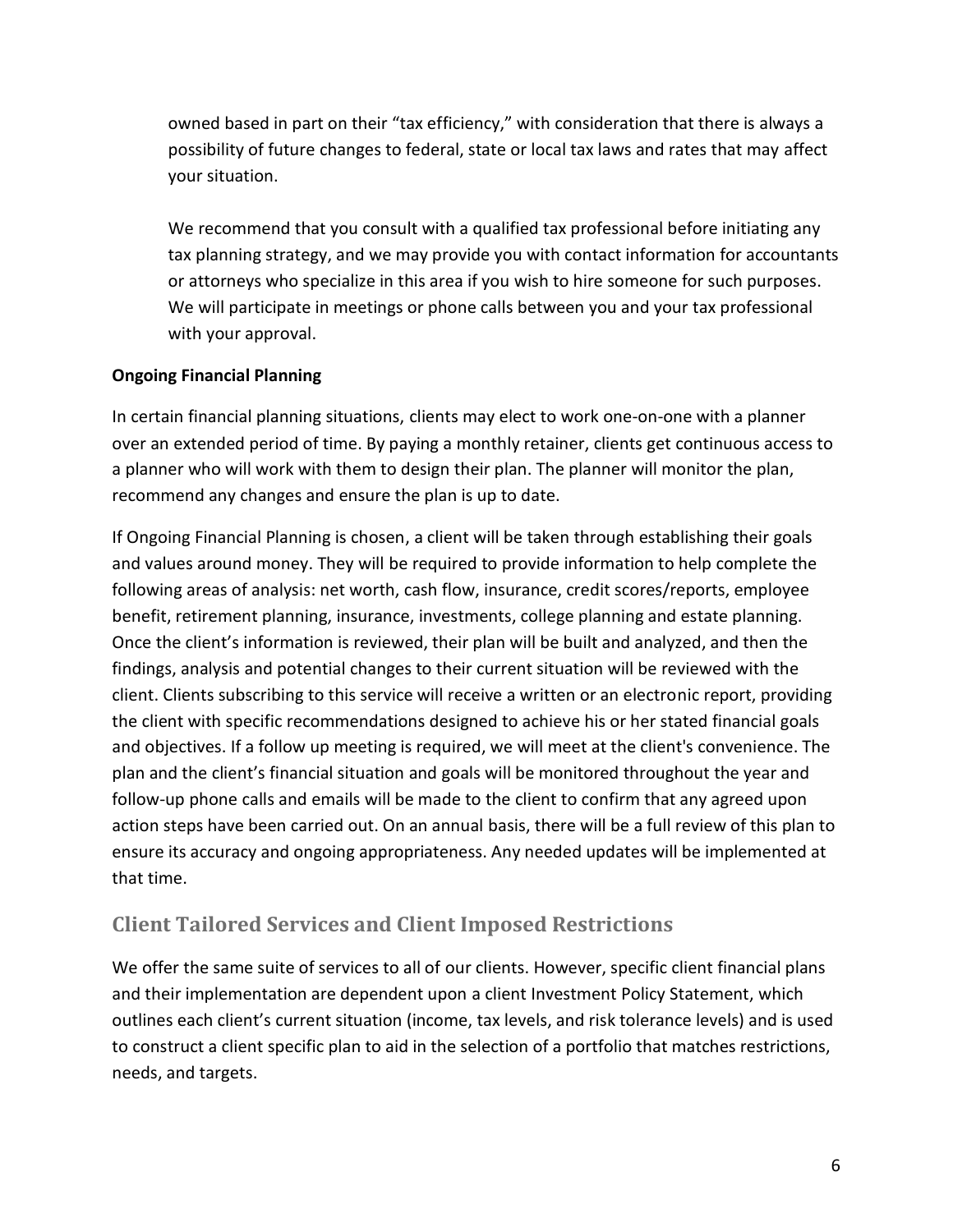owned based in part on their "tax efficiency," with consideration that there is always a possibility of future changes to federal, state or local tax laws and rates that may affect your situation.

We recommend that you consult with a qualified tax professional before initiating any tax planning strategy, and we may provide you with contact information for accountants or attorneys who specialize in this area if you wish to hire someone for such purposes. We will participate in meetings or phone calls between you and your tax professional with your approval.

**Ongoing Financial Planning**

In certain financial planning situations, clients may elect to work one-on-one with a planner over an extended period of time. By paying a monthly retainer, clients get continuous access to a planner who will work with them to design their plan. The planner will monitor the plan, recommend any changes and ensure the plan is up to date.

If Ongoing Financial Planning is chosen, a client will be taken through establishing their goals and values around money. They will be required to provide information to help complete the following areas of analysis: net worth, cash flow, insurance, credit scores/reports, employee benefit, retirement planning, insurance, investments, college planning and estate planning. Once the client's information is reviewed, their plan will be built and analyzed, and then the findings, analysis and potential changes to their current situation will be reviewed with the client. Clients subscribing to this service will receive a written or an electronic report, providing the client with specific recommendations designed to achieve his or her stated financial goals and objectives. If a follow up meeting is required, we will meet at the client's convenience. The plan and the client's financial situation and goals will be monitored throughout the year and follow-up phone calls and emails will be made to the client to confirm that any agreed upon action steps have been carried out. On an annual basis, there will be a full review of this plan to ensure its accuracy and ongoing appropriateness. Any needed updates will be implemented at that time.

## Client Tailored Services and Client Imposed Restrictions

We offer the same suite of services to all of our clients. However, specific client financial plans and their implementation are dependent upon a client Investment Policy Statement, which outlines each client's current situation (income, tax levels, and risk tolerance levels) and is used to construct a client specific plan to aid in the selection of a portfolio that matches restrictions, needs, and targets.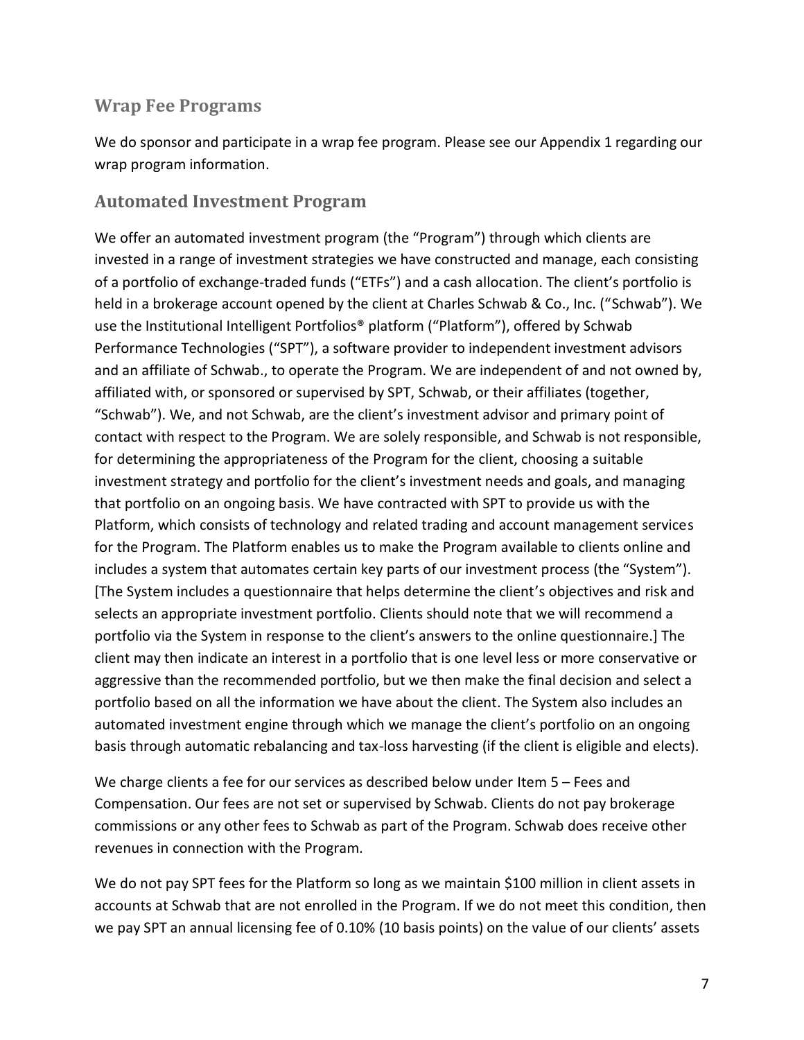## Wrap Fee Programs

We do sponsor and participate in a wrap fee program. Please see our Appendix 1 regarding our wrap program information.

## Automated Investment Program

We offer an automated investment program (the "Program") through which clients are invested in a range of investment strategies we have constructed and manage, each consisting of a portfolio of exchange-traded funds ("ETFs") and a cash allocation. The client's portfolio is held in a brokerage account opened by the client at Charles Schwab & Co., Inc. ("Schwab"). We use the Institutional Intelligent Portfolios® platform ("Platform"), offered by Schwab Performance Technologies ("SPT"), a software provider to independent investment advisors and an affiliate of Schwab., to operate the Program. We are independent of and not owned by, affiliated with, or sponsored or supervised by SPT, Schwab, or their affiliates (together, "Schwab"). We, and not Schwab, are the client's investment advisor and primary point of contact with respect to the Program. We are solely responsible, and Schwab is not responsible, for determining the appropriateness of the Program for the client, choosing a suitable investment strategy and portfolio for the client's investment needs and goals, and managing that portfolio on an ongoing basis. We have contracted with SPT to provide us with the Platform, which consists of technology and related trading and account management services for the Program. The Platform enables us to make the Program available to clients online and includes a system that automates certain key parts of our investment process (the "System"). [The System includes a questionnaire that helps determine the client's objectives and risk and selects an appropriate investment portfolio. Clients should note that we will recommend a portfolio via the System in response to the client's answers to the online questionnaire.] The client may then indicate an interest in a portfolio that is one level less or more conservative or aggressive than the recommended portfolio, but we then make the final decision and select a portfolio based on all the information we have about the client. The System also includes an automated investment engine through which we manage the client's portfolio on an ongoing basis through automatic rebalancing and tax-loss harvesting (if the client is eligible and elects).

We charge clients a fee for our services as described below under Item 5 – Fees and Compensation. Our fees are not set or supervised by Schwab. Clients do not pay brokerage commissions or any other fees to Schwab as part of the Program. Schwab does receive other revenues in connection with the Program.

We do not pay SPT fees for the Platform so long as we maintain $100 million in client assets in accounts at Schwab that are not enrolled in the Program. If we do not meet this condition, then we pay SPT an annual licensing fee of 0.10% (10 basis points) on the value of our clients' assets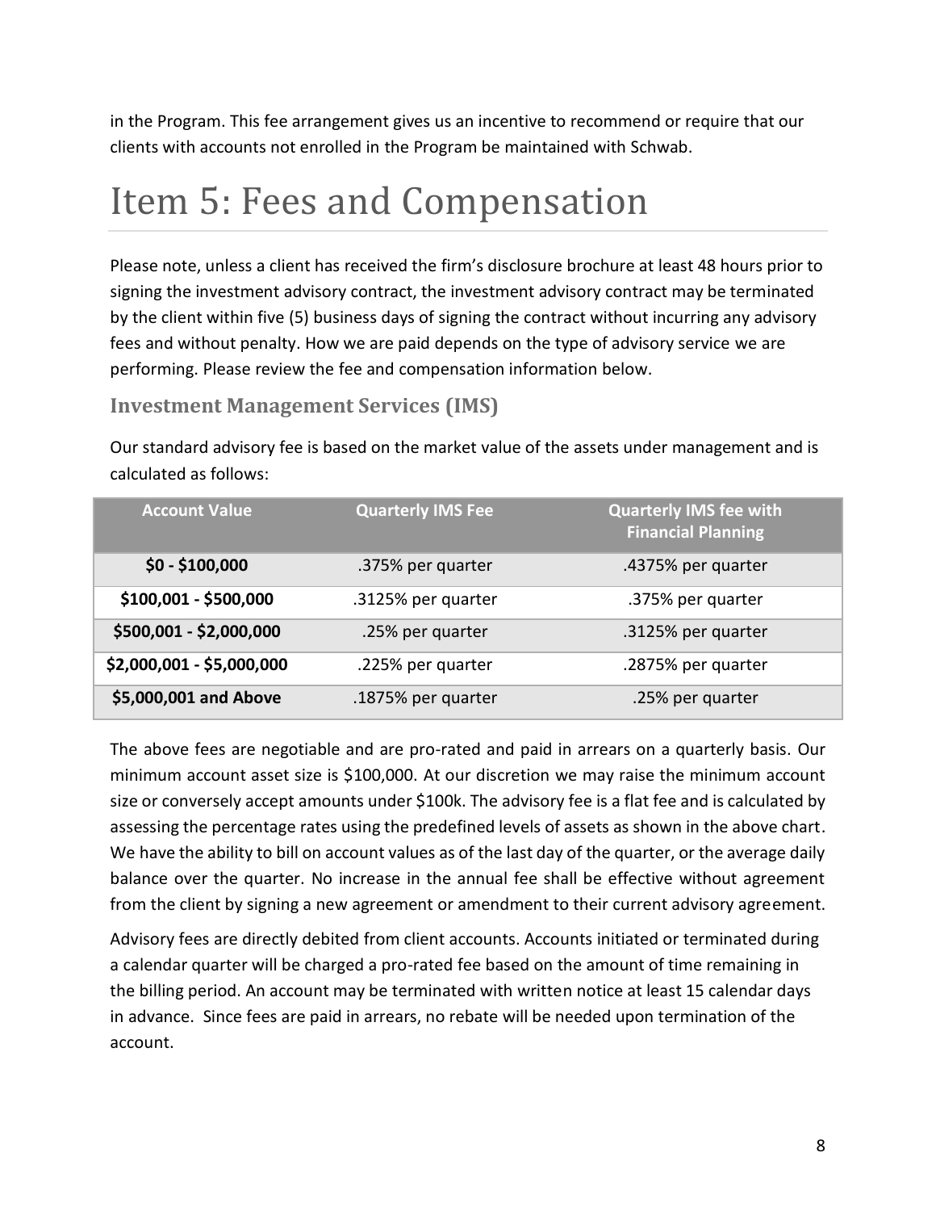in the Program. This fee arrangement gives us an incentive to recommend or require that our clients with accounts not enrolled in the Program be maintained with Schwab.

# Item 5: Fees and Compensation

Please note, unless a client has received the firm's disclosure brochure at least 48 hours prior to signing the investment advisory contract, the investment advisory contract may be terminated by the client within five (5) business days of signing the contract without incurring any advisory fees and without penalty. How we are paid depends on the type of advisory service we are performing. Please review the fee and compensation information below.

## Investment Management Services (IMS)

Our standard advisory fee is based on the market value of the assets under management and is calculated as follows:

| Account Value | Quarterly IMS Fee | Quarterly IMS fee with Financial Planning |
|---|---|---|
| **$0 - $100,000** | .375% per quarter | .4375% per quarter |
| **$100,001 - $500,000** | .3125% per quarter | .375% per quarter |
| **$500,001 - $2,000,000** | .25% per quarter | .3125% per quarter |
| **$2,000,001 - $5,000,000** | .225% per quarter | .2875% per quarter |
| **$5,000,001 and Above** | .1875% per quarter | .25% per quarter |

The above fees are negotiable and are pro-rated and paid in arrears on a quarterly basis. Our minimum account asset size is $100,000. At our discretion we may raise the minimum account size or conversely accept amounts under $100k. The advisory fee is a flat fee and is calculated by assessing the percentage rates using the predefined levels of assets as shown in the above chart. We have the ability to bill on account values as of the last day of the quarter, or the average daily balance over the quarter. No increase in the annual fee shall be effective without agreement from the client by signing a new agreement or amendment to their current advisory agreement.

Advisory fees are directly debited from client accounts. Accounts initiated or terminated during a calendar quarter will be charged a pro-rated fee based on the amount of time remaining in the billing period. An account may be terminated with written notice at least 15 calendar days in advance. Since fees are paid in arrears, no rebate will be needed upon termination of the account.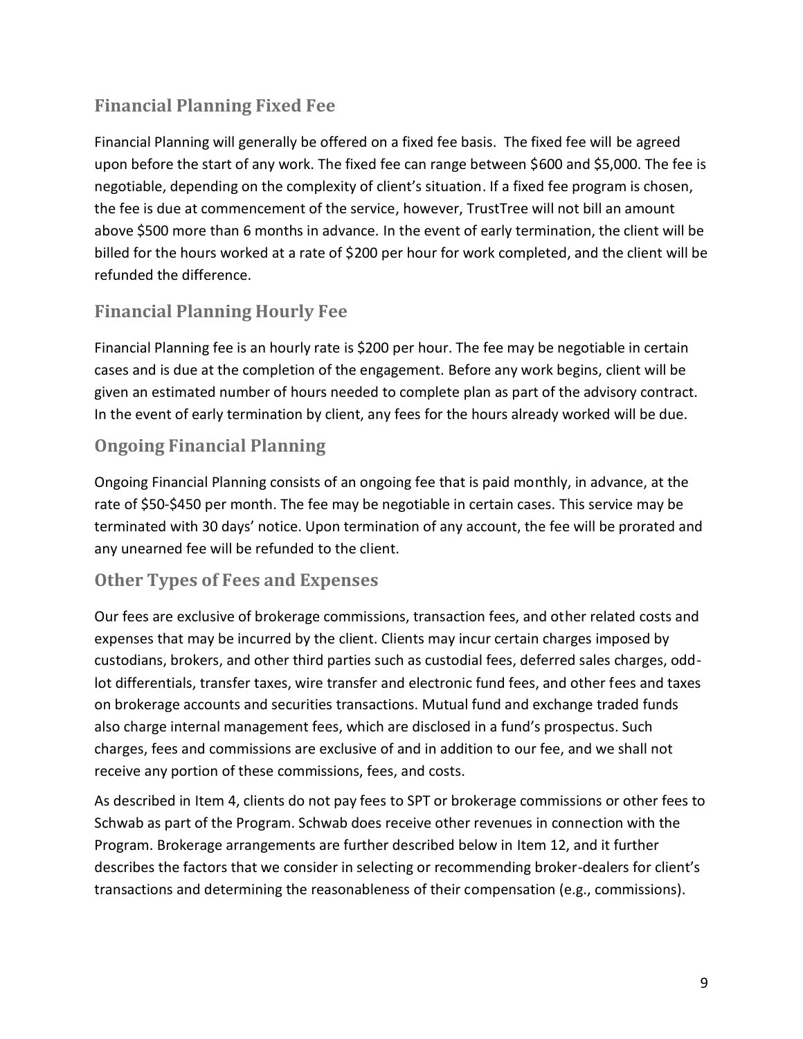## Financial Planning Fixed Fee

Financial Planning will generally be offered on a fixed fee basis. The fixed fee will be agreed upon before the start of any work. The fixed fee can range between $600 and $5,000. The fee is negotiable, depending on the complexity of client's situation. If a fixed fee program is chosen, the fee is due at commencement of the service, however, TrustTree will not bill an amount above $500 more than 6 months in advance. In the event of early termination, the client will be billed for the hours worked at a rate of $200 per hour for work completed, and the client will be refunded the difference.

## Financial Planning Hourly Fee

Financial Planning fee is an hourly rate is $200 per hour. The fee may be negotiable in certain cases and is due at the completion of the engagement. Before any work begins, client will be given an estimated number of hours needed to complete plan as part of the advisory contract. In the event of early termination by client, any fees for the hours already worked will be due.

## Ongoing Financial Planning

Ongoing Financial Planning consists of an ongoing fee that is paid monthly, in advance, at the rate of $50-$450 per month. The fee may be negotiable in certain cases. This service may be terminated with 30 days' notice. Upon termination of any account, the fee will be prorated and any unearned fee will be refunded to the client.

## Other Types of Fees and Expenses

Our fees are exclusive of brokerage commissions, transaction fees, and other related costs and expenses that may be incurred by the client. Clients may incur certain charges imposed by custodians, brokers, and other third parties such as custodial fees, deferred sales charges, odd-lot differentials, transfer taxes, wire transfer and electronic fund fees, and other fees and taxes on brokerage accounts and securities transactions. Mutual fund and exchange traded funds also charge internal management fees, which are disclosed in a fund's prospectus. Such charges, fees and commissions are exclusive of and in addition to our fee, and we shall not receive any portion of these commissions, fees, and costs.

As described in Item 4, clients do not pay fees to SPT or brokerage commissions or other fees to Schwab as part of the Program. Schwab does receive other revenues in connection with the Program. Brokerage arrangements are further described below in Item 12, and it further describes the factors that we consider in selecting or recommending broker-dealers for client's transactions and determining the reasonableness of their compensation (e.g., commissions).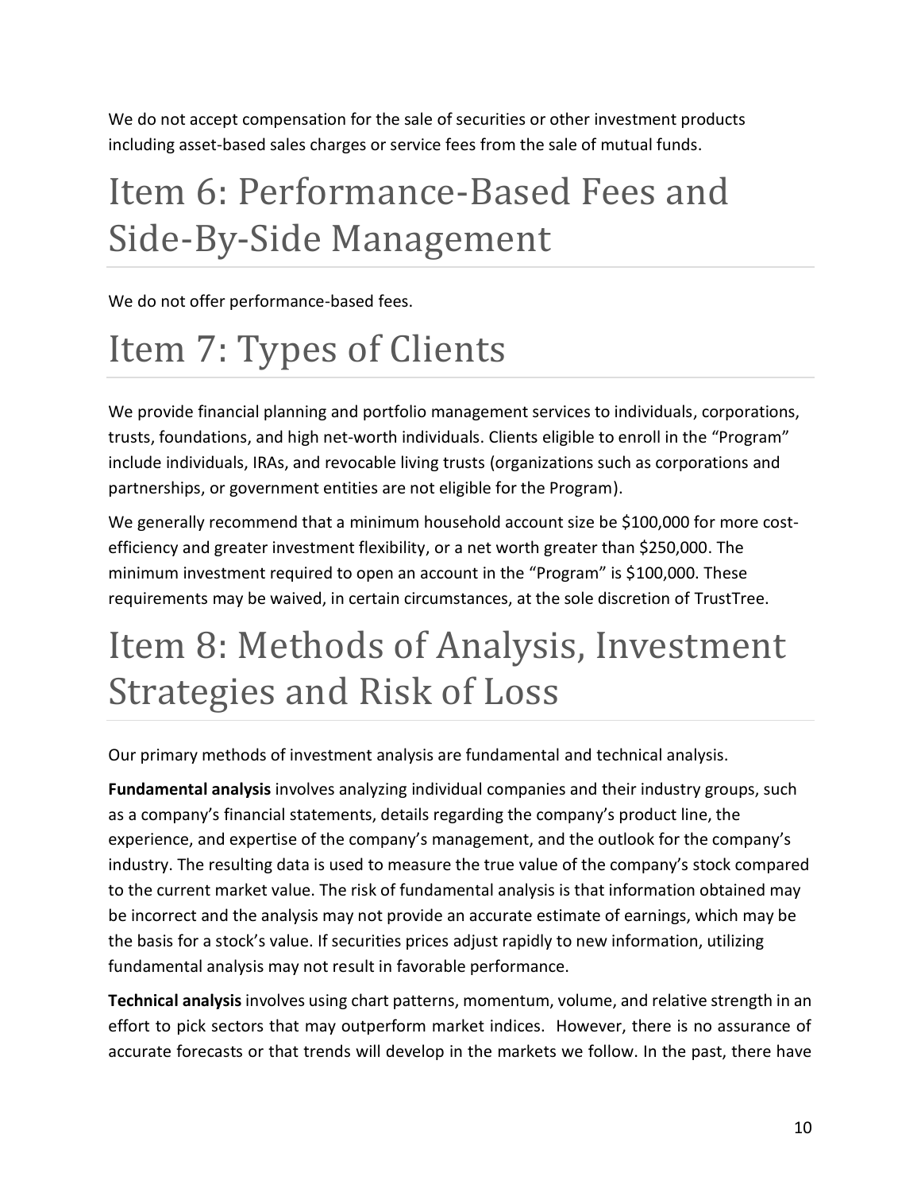We do not accept compensation for the sale of securities or other investment products including asset-based sales charges or service fees from the sale of mutual funds.

# Item 6: Performance-Based Fees and Side-By-Side Management

We do not offer performance-based fees.

# Item 7: Types of Clients

We provide financial planning and portfolio management services to individuals, corporations, trusts, foundations, and high net-worth individuals. Clients eligible to enroll in the "Program" include individuals, IRAs, and revocable living trusts (organizations such as corporations and partnerships, or government entities are not eligible for the Program).

We generally recommend that a minimum household account size be $100,000 for more cost-efficiency and greater investment flexibility, or a net worth greater than $250,000. The minimum investment required to open an account in the "Program" is $100,000. These requirements may be waived, in certain circumstances, at the sole discretion of TrustTree.

# Item 8: Methods of Analysis, Investment Strategies and Risk of Loss

Our primary methods of investment analysis are fundamental and technical analysis.

**Fundamental analysis** involves analyzing individual companies and their industry groups, such as a company's financial statements, details regarding the company's product line, the experience, and expertise of the company's management, and the outlook for the company's industry. The resulting data is used to measure the true value of the company's stock compared to the current market value. The risk of fundamental analysis is that information obtained may be incorrect and the analysis may not provide an accurate estimate of earnings, which may be the basis for a stock's value. If securities prices adjust rapidly to new information, utilizing fundamental analysis may not result in favorable performance.

**Technical analysis** involves using chart patterns, momentum, volume, and relative strength in an effort to pick sectors that may outperform market indices. However, there is no assurance of accurate forecasts or that trends will develop in the markets we follow. In the past, there have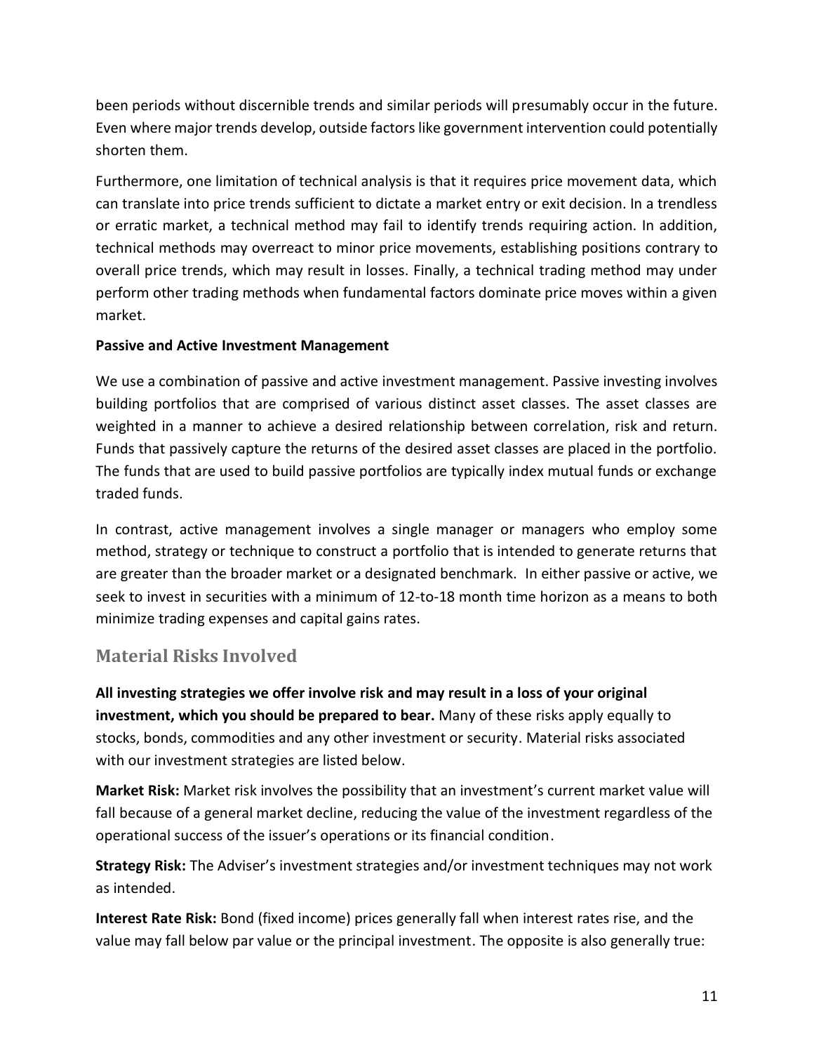been periods without discernible trends and similar periods will presumably occur in the future. Even where major trends develop, outside factors like government intervention could potentially shorten them.

Furthermore, one limitation of technical analysis is that it requires price movement data, which can translate into price trends sufficient to dictate a market entry or exit decision. In a trendless or erratic market, a technical method may fail to identify trends requiring action. In addition, technical methods may overreact to minor price movements, establishing positions contrary to overall price trends, which may result in losses. Finally, a technical trading method may under perform other trading methods when fundamental factors dominate price moves within a given market.

**Passive and Active Investment Management**

We use a combination of passive and active investment management. Passive investing involves building portfolios that are comprised of various distinct asset classes. The asset classes are weighted in a manner to achieve a desired relationship between correlation, risk and return. Funds that passively capture the returns of the desired asset classes are placed in the portfolio. The funds that are used to build passive portfolios are typically index mutual funds or exchange traded funds.

In contrast, active management involves a single manager or managers who employ some method, strategy or technique to construct a portfolio that is intended to generate returns that are greater than the broader market or a designated benchmark. In either passive or active, we seek to invest in securities with a minimum of 12-to-18 month time horizon as a means to both minimize trading expenses and capital gains rates.

## Material Risks Involved

**All investing strategies we offer involve risk and may result in a loss of your original investment, which you should be prepared to bear.** Many of these risks apply equally to stocks, bonds, commodities and any other investment or security. Material risks associated with our investment strategies are listed below.

**Market Risk:** Market risk involves the possibility that an investment's current market value will fall because of a general market decline, reducing the value of the investment regardless of the operational success of the issuer's operations or its financial condition.

**Strategy Risk:** The Adviser's investment strategies and/or investment techniques may not work as intended.

**Interest Rate Risk:** Bond (fixed income) prices generally fall when interest rates rise, and the value may fall below par value or the principal investment. The opposite is also generally true: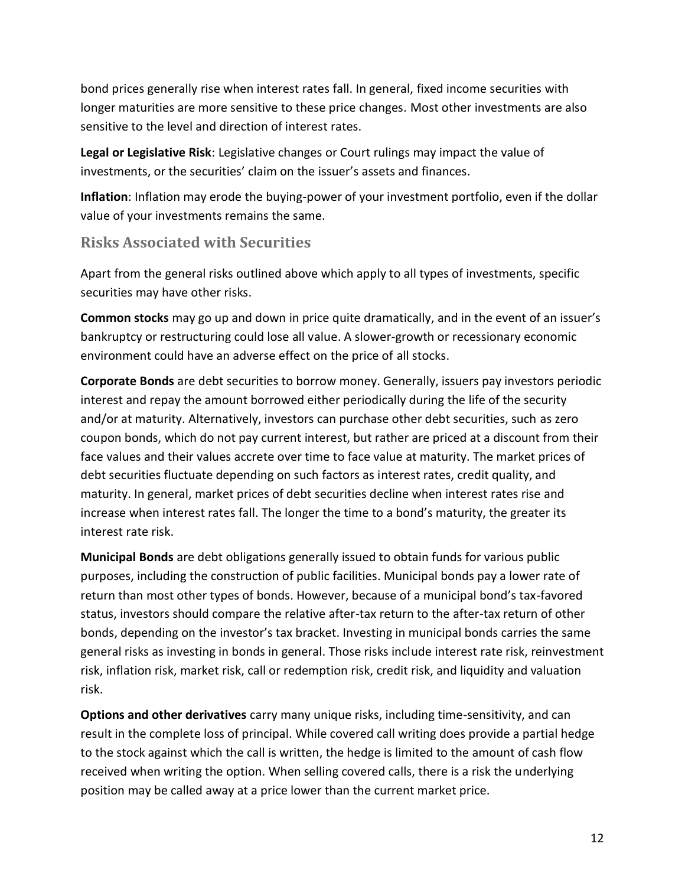bond prices generally rise when interest rates fall. In general, fixed income securities with longer maturities are more sensitive to these price changes. Most other investments are also sensitive to the level and direction of interest rates.

**Legal or Legislative Risk**: Legislative changes or Court rulings may impact the value of investments, or the securities' claim on the issuer's assets and finances.

**Inflation**: Inflation may erode the buying-power of your investment portfolio, even if the dollar value of your investments remains the same.

## Risks Associated with Securities

Apart from the general risks outlined above which apply to all types of investments, specific securities may have other risks.

**Common stocks** may go up and down in price quite dramatically, and in the event of an issuer's bankruptcy or restructuring could lose all value. A slower-growth or recessionary economic environment could have an adverse effect on the price of all stocks.

**Corporate Bonds** are debt securities to borrow money. Generally, issuers pay investors periodic interest and repay the amount borrowed either periodically during the life of the security and/or at maturity. Alternatively, investors can purchase other debt securities, such as zero coupon bonds, which do not pay current interest, but rather are priced at a discount from their face values and their values accrete over time to face value at maturity. The market prices of debt securities fluctuate depending on such factors as interest rates, credit quality, and maturity. In general, market prices of debt securities decline when interest rates rise and increase when interest rates fall. The longer the time to a bond's maturity, the greater its interest rate risk.

**Municipal Bonds** are debt obligations generally issued to obtain funds for various public purposes, including the construction of public facilities. Municipal bonds pay a lower rate of return than most other types of bonds. However, because of a municipal bond's tax-favored status, investors should compare the relative after-tax return to the after-tax return of other bonds, depending on the investor's tax bracket. Investing in municipal bonds carries the same general risks as investing in bonds in general. Those risks include interest rate risk, reinvestment risk, inflation risk, market risk, call or redemption risk, credit risk, and liquidity and valuation risk.

**Options and other derivatives** carry many unique risks, including time-sensitivity, and can result in the complete loss of principal. While covered call writing does provide a partial hedge to the stock against which the call is written, the hedge is limited to the amount of cash flow received when writing the option. When selling covered calls, there is a risk the underlying position may be called away at a price lower than the current market price.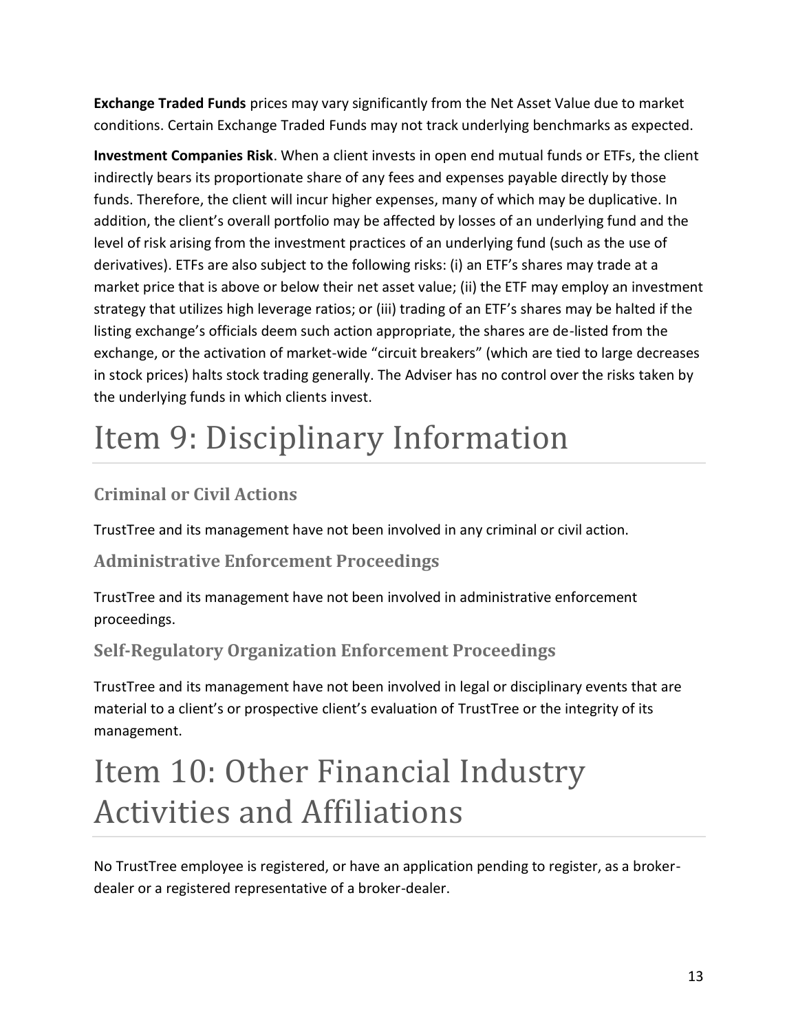**Exchange Traded Funds** prices may vary significantly from the Net Asset Value due to market conditions. Certain Exchange Traded Funds may not track underlying benchmarks as expected.

**Investment Companies Risk**. When a client invests in open end mutual funds or ETFs, the client indirectly bears its proportionate share of any fees and expenses payable directly by those funds. Therefore, the client will incur higher expenses, many of which may be duplicative. In addition, the client's overall portfolio may be affected by losses of an underlying fund and the level of risk arising from the investment practices of an underlying fund (such as the use of derivatives). ETFs are also subject to the following risks: (i) an ETF's shares may trade at a market price that is above or below their net asset value; (ii) the ETF may employ an investment strategy that utilizes high leverage ratios; or (iii) trading of an ETF's shares may be halted if the listing exchange's officials deem such action appropriate, the shares are de-listed from the exchange, or the activation of market-wide "circuit breakers" (which are tied to large decreases in stock prices) halts stock trading generally. The Adviser has no control over the risks taken by the underlying funds in which clients invest.

# Item 9: Disciplinary Information

## Criminal or Civil Actions

TrustTree and its management have not been involved in any criminal or civil action.

## Administrative Enforcement Proceedings

TrustTree and its management have not been involved in administrative enforcement proceedings.

## Self-Regulatory Organization Enforcement Proceedings

TrustTree and its management have not been involved in legal or disciplinary events that are material to a client's or prospective client's evaluation of TrustTree or the integrity of its management.

# Item 10: Other Financial Industry Activities and Affiliations

No TrustTree employee is registered, or have an application pending to register, as a broker-dealer or a registered representative of a broker-dealer.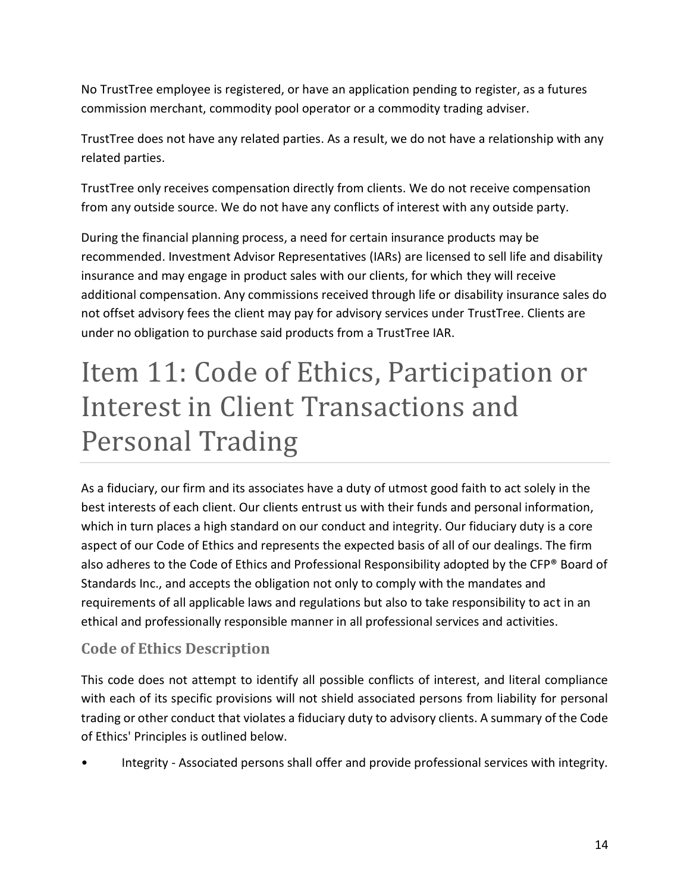No TrustTree employee is registered, or have an application pending to register, as a futures commission merchant, commodity pool operator or a commodity trading adviser.

TrustTree does not have any related parties. As a result, we do not have a relationship with any related parties.

TrustTree only receives compensation directly from clients. We do not receive compensation from any outside source. We do not have any conflicts of interest with any outside party.

During the financial planning process, a need for certain insurance products may be recommended. Investment Advisor Representatives (IARs) are licensed to sell life and disability insurance and may engage in product sales with our clients, for which they will receive additional compensation. Any commissions received through life or disability insurance sales do not offset advisory fees the client may pay for advisory services under TrustTree. Clients are under no obligation to purchase said products from a TrustTree IAR.

# Item 11: Code of Ethics, Participation or Interest in Client Transactions and Personal Trading

As a fiduciary, our firm and its associates have a duty of utmost good faith to act solely in the best interests of each client. Our clients entrust us with their funds and personal information, which in turn places a high standard on our conduct and integrity. Our fiduciary duty is a core aspect of our Code of Ethics and represents the expected basis of all of our dealings. The firm also adheres to the Code of Ethics and Professional Responsibility adopted by the CFP® Board of Standards Inc., and accepts the obligation not only to comply with the mandates and requirements of all applicable laws and regulations but also to take responsibility to act in an ethical and professionally responsible manner in all professional services and activities.

## Code of Ethics Description

This code does not attempt to identify all possible conflicts of interest, and literal compliance with each of its specific provisions will not shield associated persons from liability for personal trading or other conduct that violates a fiduciary duty to advisory clients. A summary of the Code of Ethics' Principles is outlined below.

- Integrity - Associated persons shall offer and provide professional services with integrity.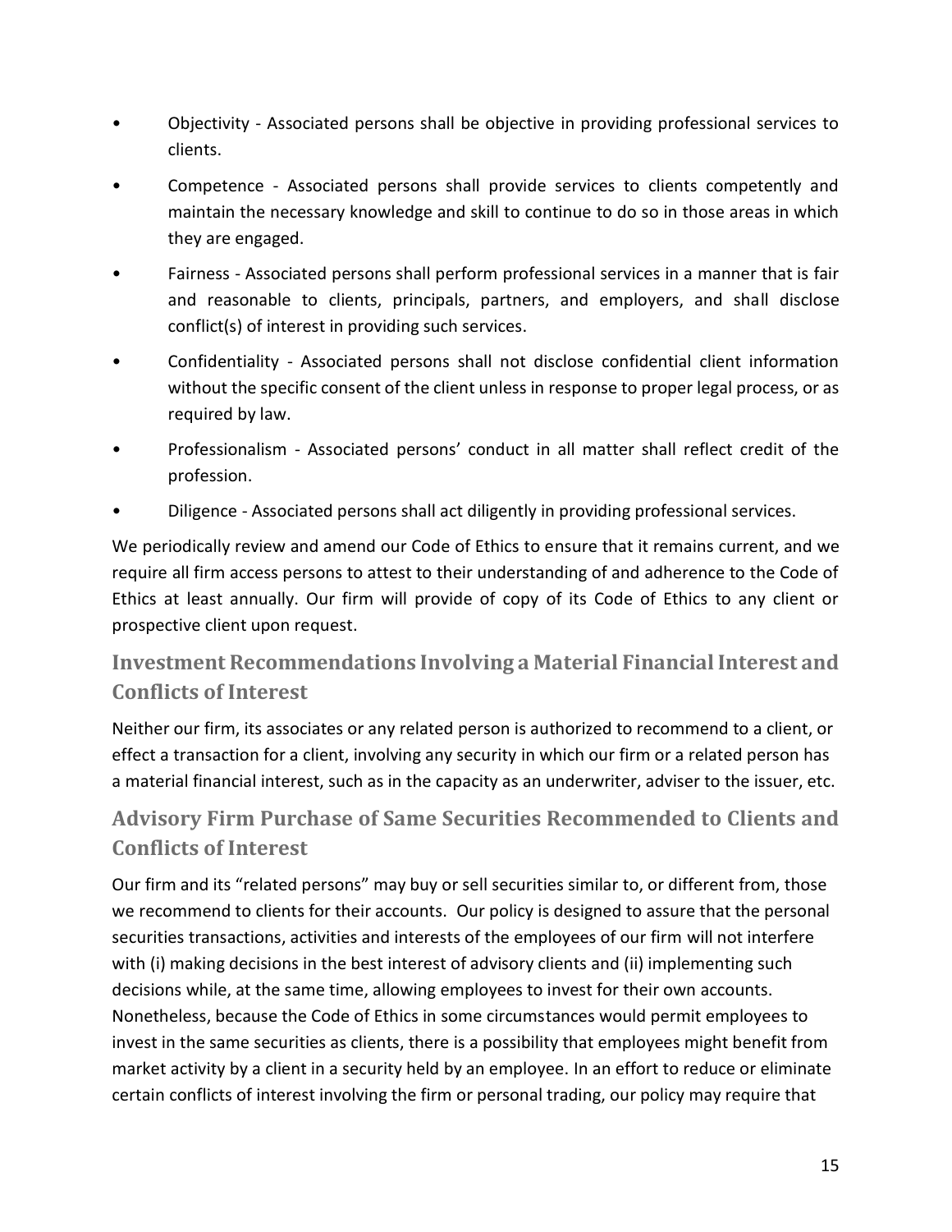- Objectivity - Associated persons shall be objective in providing professional services to clients.
- Competence - Associated persons shall provide services to clients competently and maintain the necessary knowledge and skill to continue to do so in those areas in which they are engaged.
- Fairness - Associated persons shall perform professional services in a manner that is fair and reasonable to clients, principals, partners, and employers, and shall disclose conflict(s) of interest in providing such services.
- Confidentiality - Associated persons shall not disclose confidential client information without the specific consent of the client unless in response to proper legal process, or as required by law.
- Professionalism - Associated persons' conduct in all matter shall reflect credit of the profession.
- Diligence - Associated persons shall act diligently in providing professional services.

We periodically review and amend our Code of Ethics to ensure that it remains current, and we require all firm access persons to attest to their understanding of and adherence to the Code of Ethics at least annually. Our firm will provide of copy of its Code of Ethics to any client or prospective client upon request.

## Investment Recommendations Involving a Material Financial Interest and Conflicts of Interest

Neither our firm, its associates or any related person is authorized to recommend to a client, or effect a transaction for a client, involving any security in which our firm or a related person has a material financial interest, such as in the capacity as an underwriter, adviser to the issuer, etc.

## Advisory Firm Purchase of Same Securities Recommended to Clients and Conflicts of Interest

Our firm and its "related persons" may buy or sell securities similar to, or different from, those we recommend to clients for their accounts. Our policy is designed to assure that the personal securities transactions, activities and interests of the employees of our firm will not interfere with (i) making decisions in the best interest of advisory clients and (ii) implementing such decisions while, at the same time, allowing employees to invest for their own accounts. Nonetheless, because the Code of Ethics in some circumstances would permit employees to invest in the same securities as clients, there is a possibility that employees might benefit from market activity by a client in a security held by an employee. In an effort to reduce or eliminate certain conflicts of interest involving the firm or personal trading, our policy may require that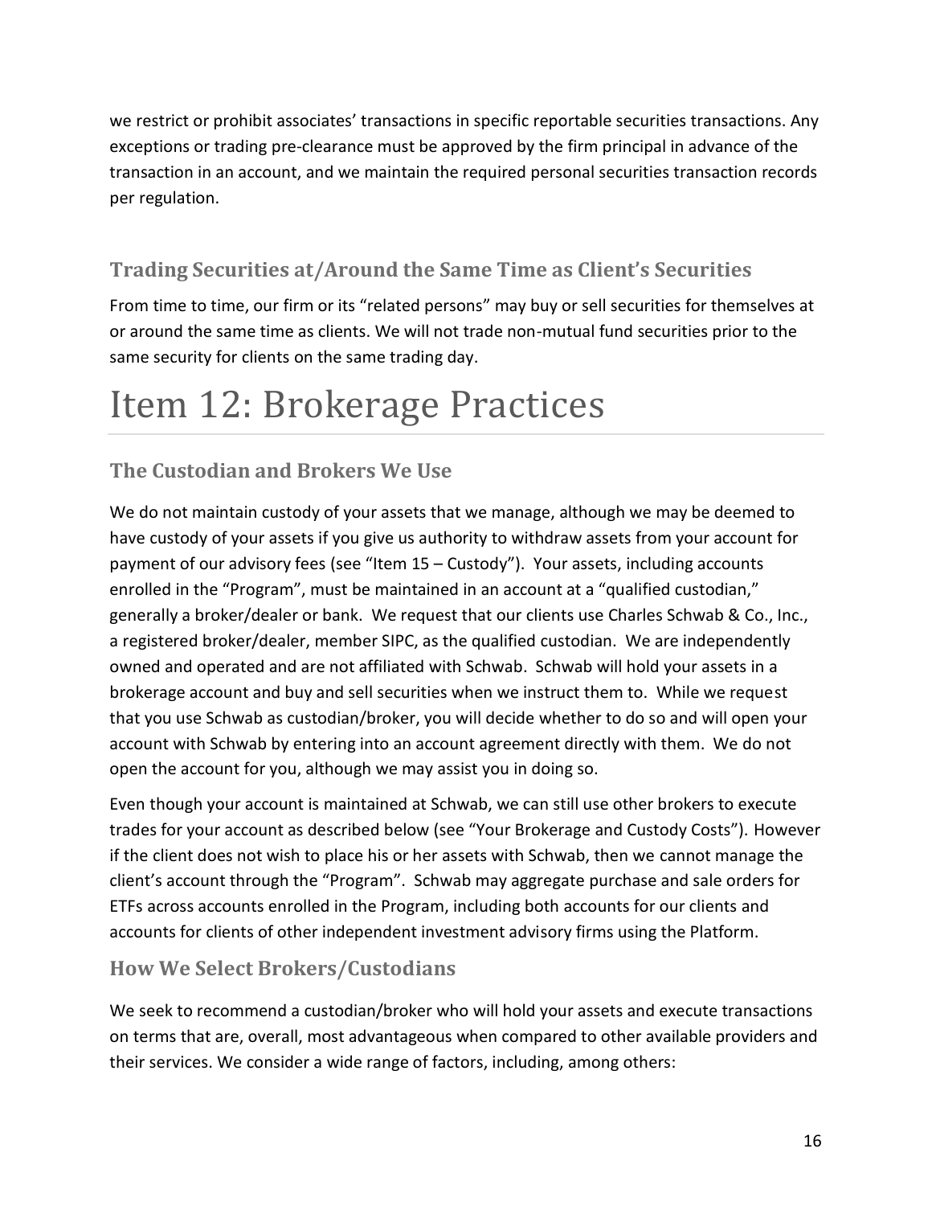we restrict or prohibit associates' transactions in specific reportable securities transactions. Any exceptions or trading pre-clearance must be approved by the firm principal in advance of the transaction in an account, and we maintain the required personal securities transaction records per regulation.

## Trading Securities at/Around the Same Time as Client's Securities

From time to time, our firm or its "related persons" may buy or sell securities for themselves at or around the same time as clients. We will not trade non-mutual fund securities prior to the same security for clients on the same trading day.

# Item 12: Brokerage Practices

## The Custodian and Brokers We Use

We do not maintain custody of your assets that we manage, although we may be deemed to have custody of your assets if you give us authority to withdraw assets from your account for payment of our advisory fees (see "Item 15 – Custody"). Your assets, including accounts enrolled in the "Program", must be maintained in an account at a "qualified custodian," generally a broker/dealer or bank. We request that our clients use Charles Schwab & Co., Inc., a registered broker/dealer, member SIPC, as the qualified custodian. We are independently owned and operated and are not affiliated with Schwab. Schwab will hold your assets in a brokerage account and buy and sell securities when we instruct them to. While we request that you use Schwab as custodian/broker, you will decide whether to do so and will open your account with Schwab by entering into an account agreement directly with them. We do not open the account for you, although we may assist you in doing so.

Even though your account is maintained at Schwab, we can still use other brokers to execute trades for your account as described below (see "Your Brokerage and Custody Costs"). However if the client does not wish to place his or her assets with Schwab, then we cannot manage the client's account through the "Program". Schwab may aggregate purchase and sale orders for ETFs across accounts enrolled in the Program, including both accounts for our clients and accounts for clients of other independent investment advisory firms using the Platform.

## How We Select Brokers/Custodians

We seek to recommend a custodian/broker who will hold your assets and execute transactions on terms that are, overall, most advantageous when compared to other available providers and their services. We consider a wide range of factors, including, among others: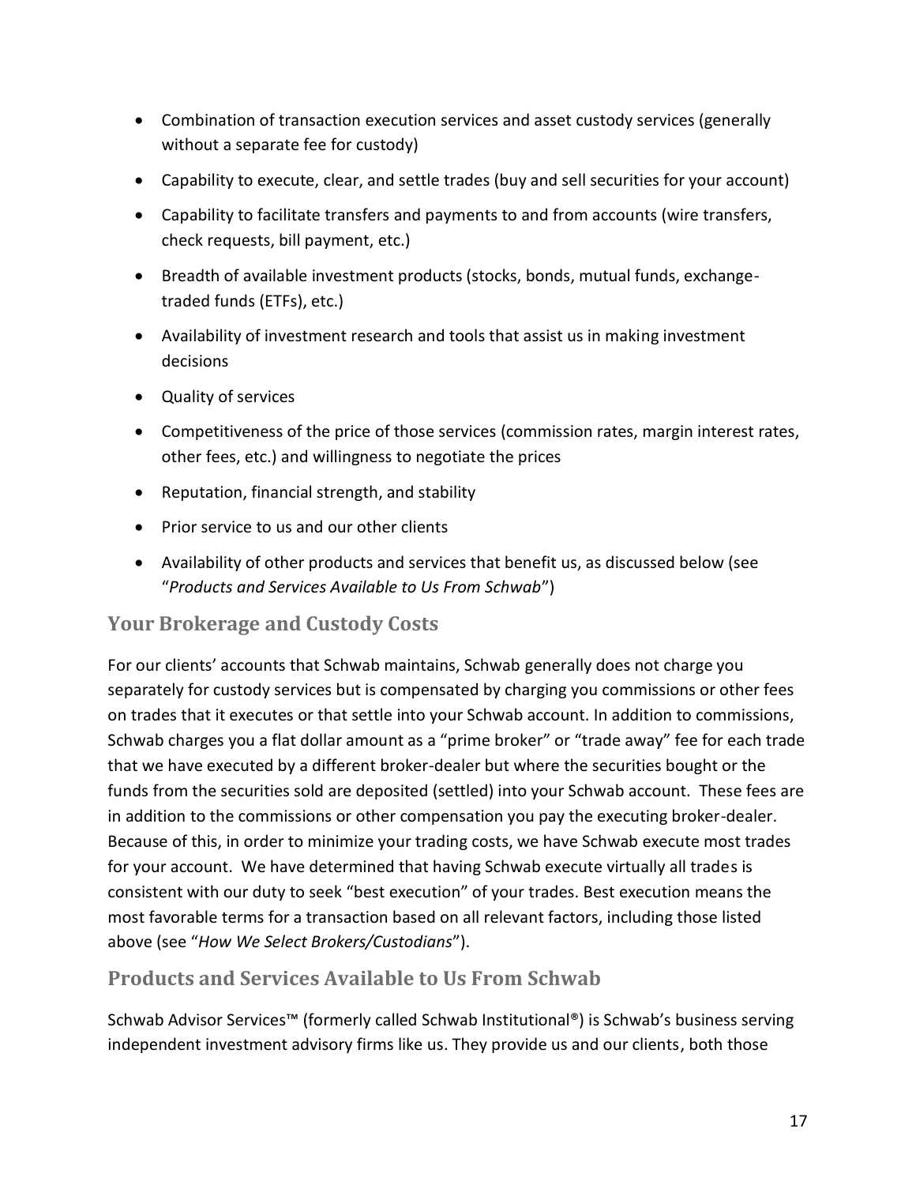- Combination of transaction execution services and asset custody services (generally without a separate fee for custody)
- Capability to execute, clear, and settle trades (buy and sell securities for your account)
- Capability to facilitate transfers and payments to and from accounts (wire transfers, check requests, bill payment, etc.)
- Breadth of available investment products (stocks, bonds, mutual funds, exchange-traded funds (ETFs), etc.)
- Availability of investment research and tools that assist us in making investment decisions
- Quality of services
- Competitiveness of the price of those services (commission rates, margin interest rates, other fees, etc.) and willingness to negotiate the prices
- Reputation, financial strength, and stability
- Prior service to us and our other clients
- Availability of other products and services that benefit us, as discussed below (see "*Products and Services Available to Us From Schwab*")

## Your Brokerage and Custody Costs

For our clients' accounts that Schwab maintains, Schwab generally does not charge you separately for custody services but is compensated by charging you commissions or other fees on trades that it executes or that settle into your Schwab account. In addition to commissions, Schwab charges you a flat dollar amount as a "prime broker" or "trade away" fee for each trade that we have executed by a different broker-dealer but where the securities bought or the funds from the securities sold are deposited (settled) into your Schwab account. These fees are in addition to the commissions or other compensation you pay the executing broker-dealer. Because of this, in order to minimize your trading costs, we have Schwab execute most trades for your account. We have determined that having Schwab execute virtually all trades is consistent with our duty to seek "best execution" of your trades. Best execution means the most favorable terms for a transaction based on all relevant factors, including those listed above (see "*How We Select Brokers/Custodians*").

## Products and Services Available to Us From Schwab

Schwab Advisor Services™ (formerly called Schwab Institutional®) is Schwab's business serving independent investment advisory firms like us. They provide us and our clients, both those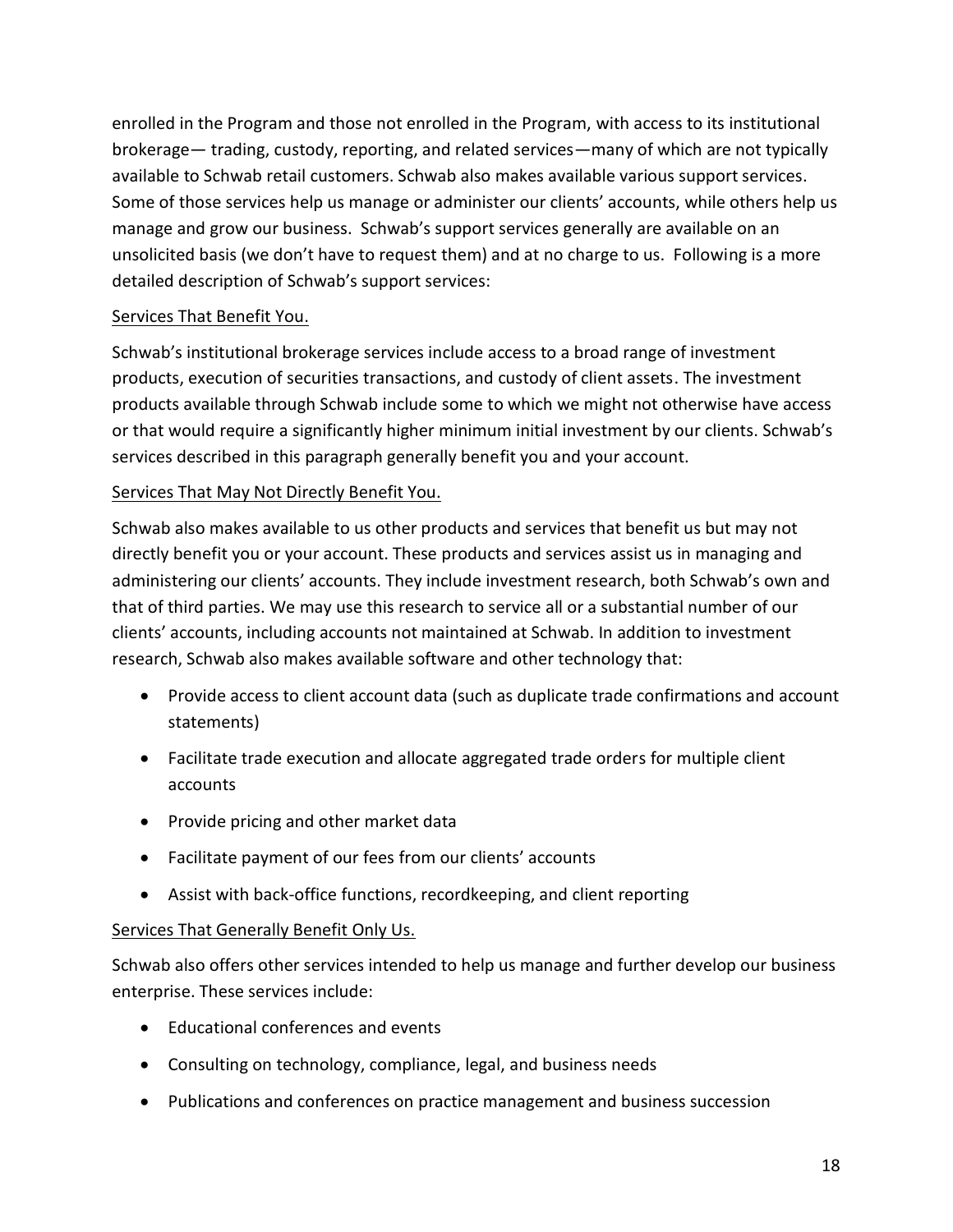enrolled in the Program and those not enrolled in the Program, with access to its institutional brokerage— trading, custody, reporting, and related services—many of which are not typically available to Schwab retail customers. Schwab also makes available various support services. Some of those services help us manage or administer our clients' accounts, while others help us manage and grow our business. Schwab's support services generally are available on an unsolicited basis (we don't have to request them) and at no charge to us. Following is a more detailed description of Schwab's support services:

Services That Benefit You.

Schwab's institutional brokerage services include access to a broad range of investment products, execution of securities transactions, and custody of client assets. The investment products available through Schwab include some to which we might not otherwise have access or that would require a significantly higher minimum initial investment by our clients. Schwab's services described in this paragraph generally benefit you and your account.

Services That May Not Directly Benefit You.

Schwab also makes available to us other products and services that benefit us but may not directly benefit you or your account. These products and services assist us in managing and administering our clients' accounts. They include investment research, both Schwab's own and that of third parties. We may use this research to service all or a substantial number of our clients' accounts, including accounts not maintained at Schwab. In addition to investment research, Schwab also makes available software and other technology that:

- Provide access to client account data (such as duplicate trade confirmations and account statements)
- Facilitate trade execution and allocate aggregated trade orders for multiple client accounts
- Provide pricing and other market data
- Facilitate payment of our fees from our clients' accounts
- Assist with back-office functions, recordkeeping, and client reporting

Services That Generally Benefit Only Us.

Schwab also offers other services intended to help us manage and further develop our business enterprise. These services include:

- Educational conferences and events
- Consulting on technology, compliance, legal, and business needs
- Publications and conferences on practice management and business succession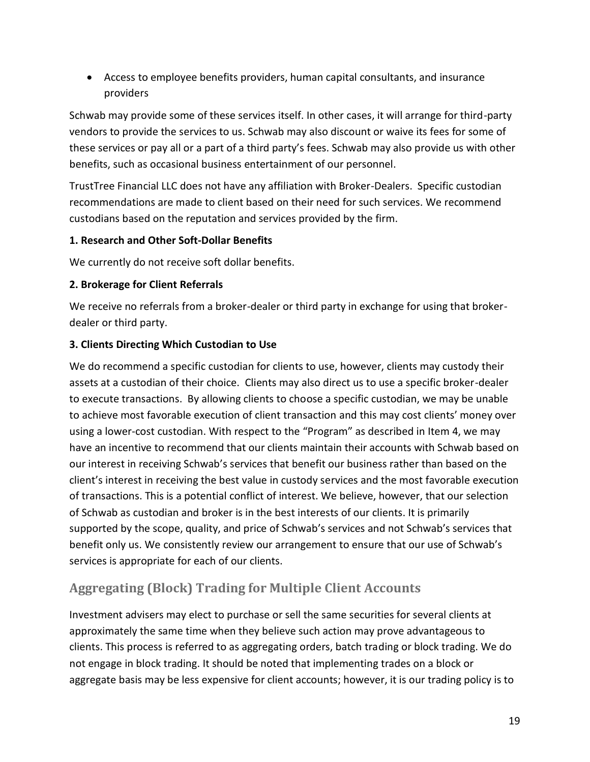- Access to employee benefits providers, human capital consultants, and insurance providers

Schwab may provide some of these services itself. In other cases, it will arrange for third-party vendors to provide the services to us. Schwab may also discount or waive its fees for some of these services or pay all or a part of a third party's fees. Schwab may also provide us with other benefits, such as occasional business entertainment of our personnel.

TrustTree Financial LLC does not have any affiliation with Broker-Dealers. Specific custodian recommendations are made to client based on their need for such services. We recommend custodians based on the reputation and services provided by the firm.

**1. Research and Other Soft-Dollar Benefits**

We currently do not receive soft dollar benefits.

**2. Brokerage for Client Referrals**

We receive no referrals from a broker-dealer or third party in exchange for using that broker-dealer or third party.

**3. Clients Directing Which Custodian to Use**

We do recommend a specific custodian for clients to use, however, clients may custody their assets at a custodian of their choice. Clients may also direct us to use a specific broker-dealer to execute transactions. By allowing clients to choose a specific custodian, we may be unable to achieve most favorable execution of client transaction and this may cost clients' money over using a lower-cost custodian. With respect to the "Program" as described in Item 4, we may have an incentive to recommend that our clients maintain their accounts with Schwab based on our interest in receiving Schwab's services that benefit our business rather than based on the client's interest in receiving the best value in custody services and the most favorable execution of transactions. This is a potential conflict of interest. We believe, however, that our selection of Schwab as custodian and broker is in the best interests of our clients. It is primarily supported by the scope, quality, and price of Schwab's services and not Schwab's services that benefit only us. We consistently review our arrangement to ensure that our use of Schwab's services is appropriate for each of our clients.

## Aggregating (Block) Trading for Multiple Client Accounts

Investment advisers may elect to purchase or sell the same securities for several clients at approximately the same time when they believe such action may prove advantageous to clients. This process is referred to as aggregating orders, batch trading or block trading. We do not engage in block trading. It should be noted that implementing trades on a block or aggregate basis may be less expensive for client accounts; however, it is our trading policy is to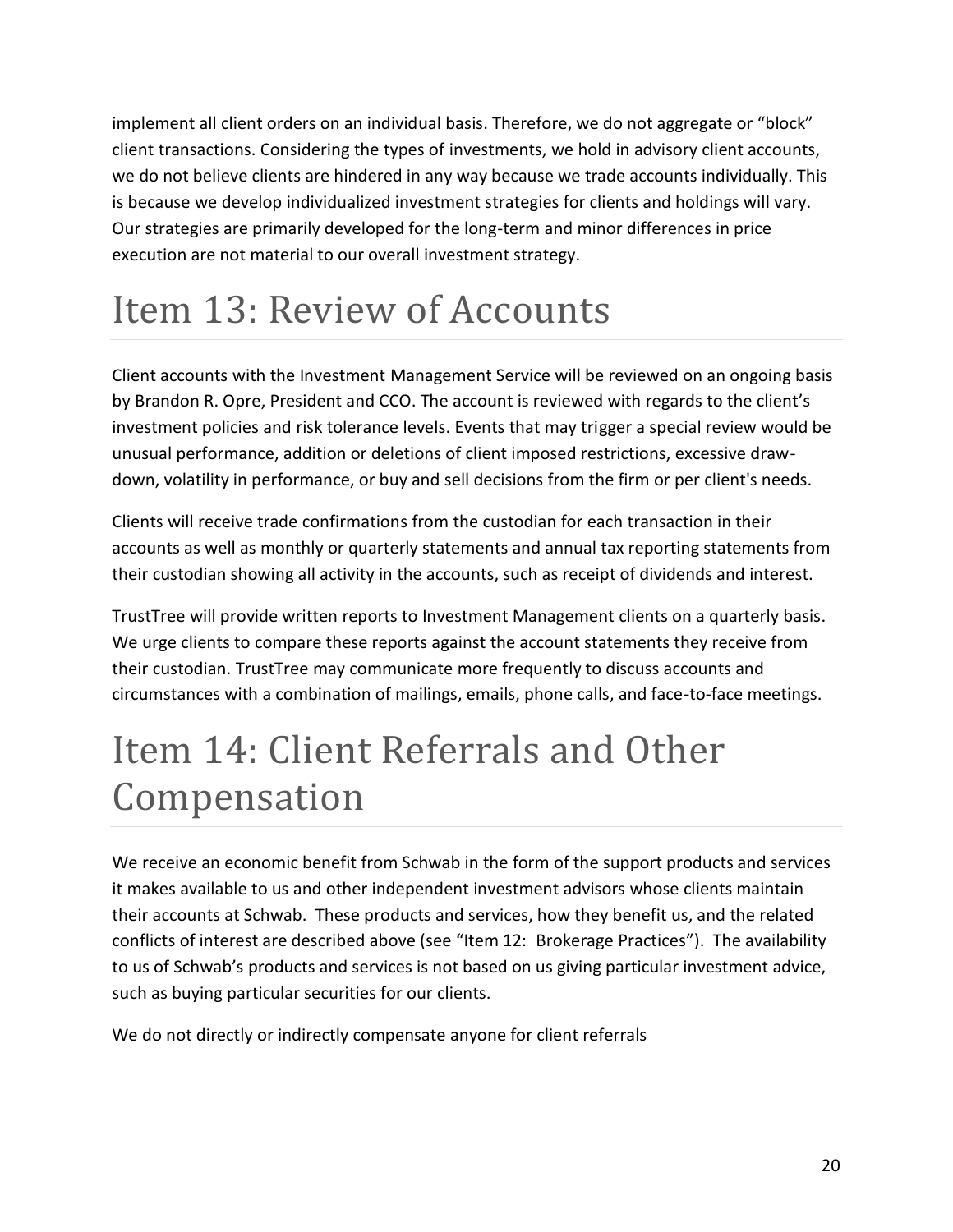implement all client orders on an individual basis. Therefore, we do not aggregate or "block" client transactions. Considering the types of investments, we hold in advisory client accounts, we do not believe clients are hindered in any way because we trade accounts individually. This is because we develop individualized investment strategies for clients and holdings will vary. Our strategies are primarily developed for the long-term and minor differences in price execution are not material to our overall investment strategy.

# Item 13: Review of Accounts

Client accounts with the Investment Management Service will be reviewed on an ongoing basis by Brandon R. Opre, President and CCO. The account is reviewed with regards to the client's investment policies and risk tolerance levels. Events that may trigger a special review would be unusual performance, addition or deletions of client imposed restrictions, excessive draw-down, volatility in performance, or buy and sell decisions from the firm or per client's needs.

Clients will receive trade confirmations from the custodian for each transaction in their accounts as well as monthly or quarterly statements and annual tax reporting statements from their custodian showing all activity in the accounts, such as receipt of dividends and interest.

TrustTree will provide written reports to Investment Management clients on a quarterly basis. We urge clients to compare these reports against the account statements they receive from their custodian. TrustTree may communicate more frequently to discuss accounts and circumstances with a combination of mailings, emails, phone calls, and face-to-face meetings.

# Item 14: Client Referrals and Other Compensation

We receive an economic benefit from Schwab in the form of the support products and services it makes available to us and other independent investment advisors whose clients maintain their accounts at Schwab. These products and services, how they benefit us, and the related conflicts of interest are described above (see "Item 12: Brokerage Practices"). The availability to us of Schwab's products and services is not based on us giving particular investment advice, such as buying particular securities for our clients.

We do not directly or indirectly compensate anyone for client referrals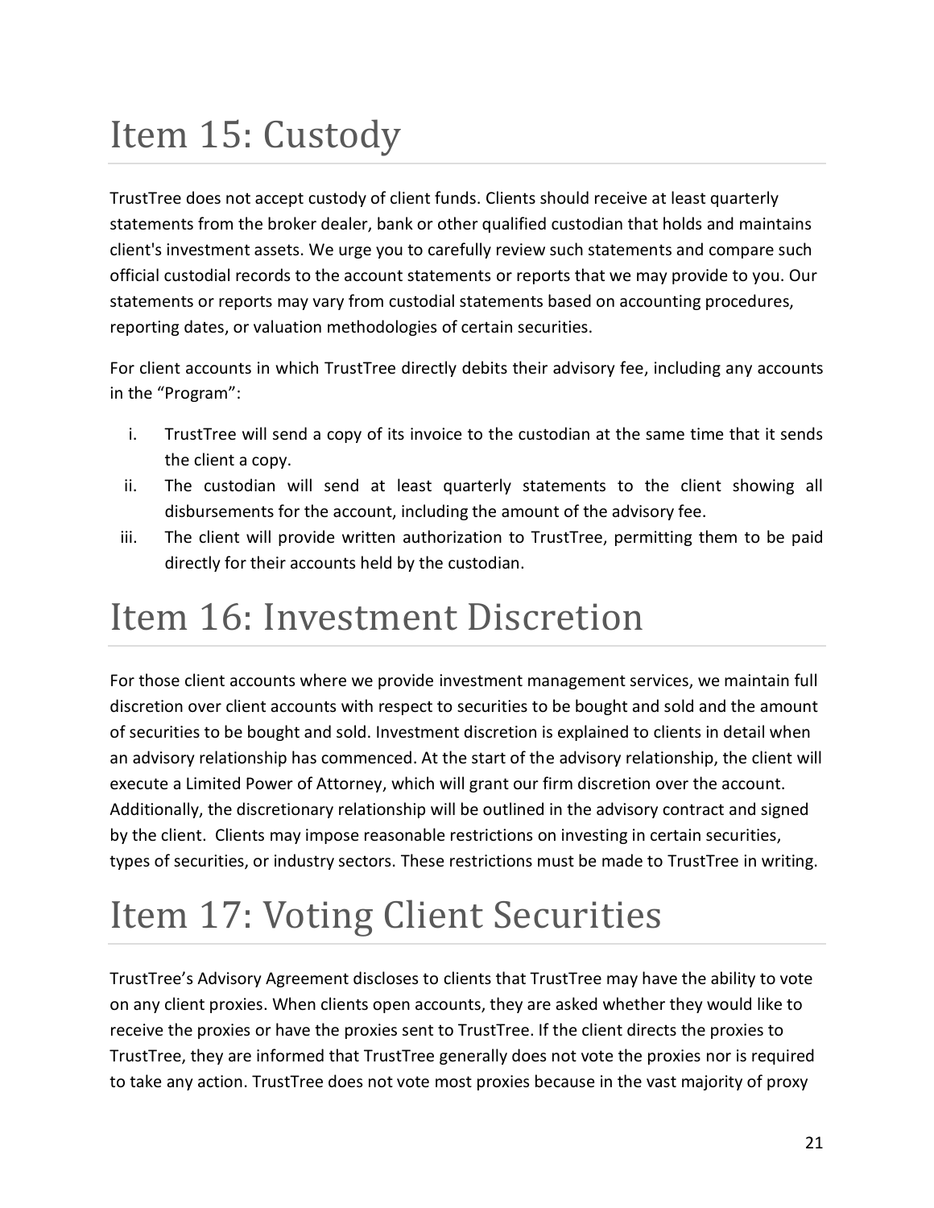# Item 15: Custody

TrustTree does not accept custody of client funds. Clients should receive at least quarterly statements from the broker dealer, bank or other qualified custodian that holds and maintains client's investment assets. We urge you to carefully review such statements and compare such official custodial records to the account statements or reports that we may provide to you. Our statements or reports may vary from custodial statements based on accounting procedures, reporting dates, or valuation methodologies of certain securities.

For client accounts in which TrustTree directly debits their advisory fee, including any accounts in the "Program":

i. TrustTree will send a copy of its invoice to the custodian at the same time that it sends the client a copy.
ii. The custodian will send at least quarterly statements to the client showing all disbursements for the account, including the amount of the advisory fee.
iii. The client will provide written authorization to TrustTree, permitting them to be paid directly for their accounts held by the custodian.

# Item 16: Investment Discretion

For those client accounts where we provide investment management services, we maintain full discretion over client accounts with respect to securities to be bought and sold and the amount of securities to be bought and sold. Investment discretion is explained to clients in detail when an advisory relationship has commenced. At the start of the advisory relationship, the client will execute a Limited Power of Attorney, which will grant our firm discretion over the account. Additionally, the discretionary relationship will be outlined in the advisory contract and signed by the client. Clients may impose reasonable restrictions on investing in certain securities, types of securities, or industry sectors. These restrictions must be made to TrustTree in writing.

# Item 17: Voting Client Securities

TrustTree's Advisory Agreement discloses to clients that TrustTree may have the ability to vote on any client proxies. When clients open accounts, they are asked whether they would like to receive the proxies or have the proxies sent to TrustTree. If the client directs the proxies to TrustTree, they are informed that TrustTree generally does not vote the proxies nor is required to take any action. TrustTree does not vote most proxies because in the vast majority of proxy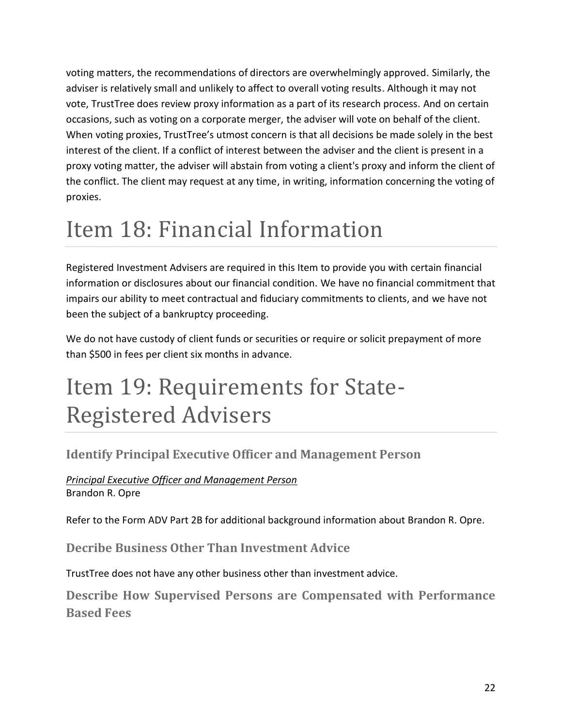voting matters, the recommendations of directors are overwhelmingly approved. Similarly, the adviser is relatively small and unlikely to affect to overall voting results. Although it may not vote, TrustTree does review proxy information as a part of its research process. And on certain occasions, such as voting on a corporate merger, the adviser will vote on behalf of the client. When voting proxies, TrustTree's utmost concern is that all decisions be made solely in the best interest of the client. If a conflict of interest between the adviser and the client is present in a proxy voting matter, the adviser will abstain from voting a client's proxy and inform the client of the conflict. The client may request at any time, in writing, information concerning the voting of proxies.

# Item 18: Financial Information

Registered Investment Advisers are required in this Item to provide you with certain financial information or disclosures about our financial condition. We have no financial commitment that impairs our ability to meet contractual and fiduciary commitments to clients, and we have not been the subject of a bankruptcy proceeding.

We do not have custody of client funds or securities or require or solicit prepayment of more than $500 in fees per client six months in advance.

# Item 19: Requirements for State-Registered Advisers

## Identify Principal Executive Officer and Management Person

*Principal Executive Officer and Management Person*
Brandon R. Opre

Refer to the Form ADV Part 2B for additional background information about Brandon R. Opre.

## Decribe Business Other Than Investment Advice

TrustTree does not have any other business other than investment advice.

## Describe How Supervised Persons are Compensated with Performance Based Fees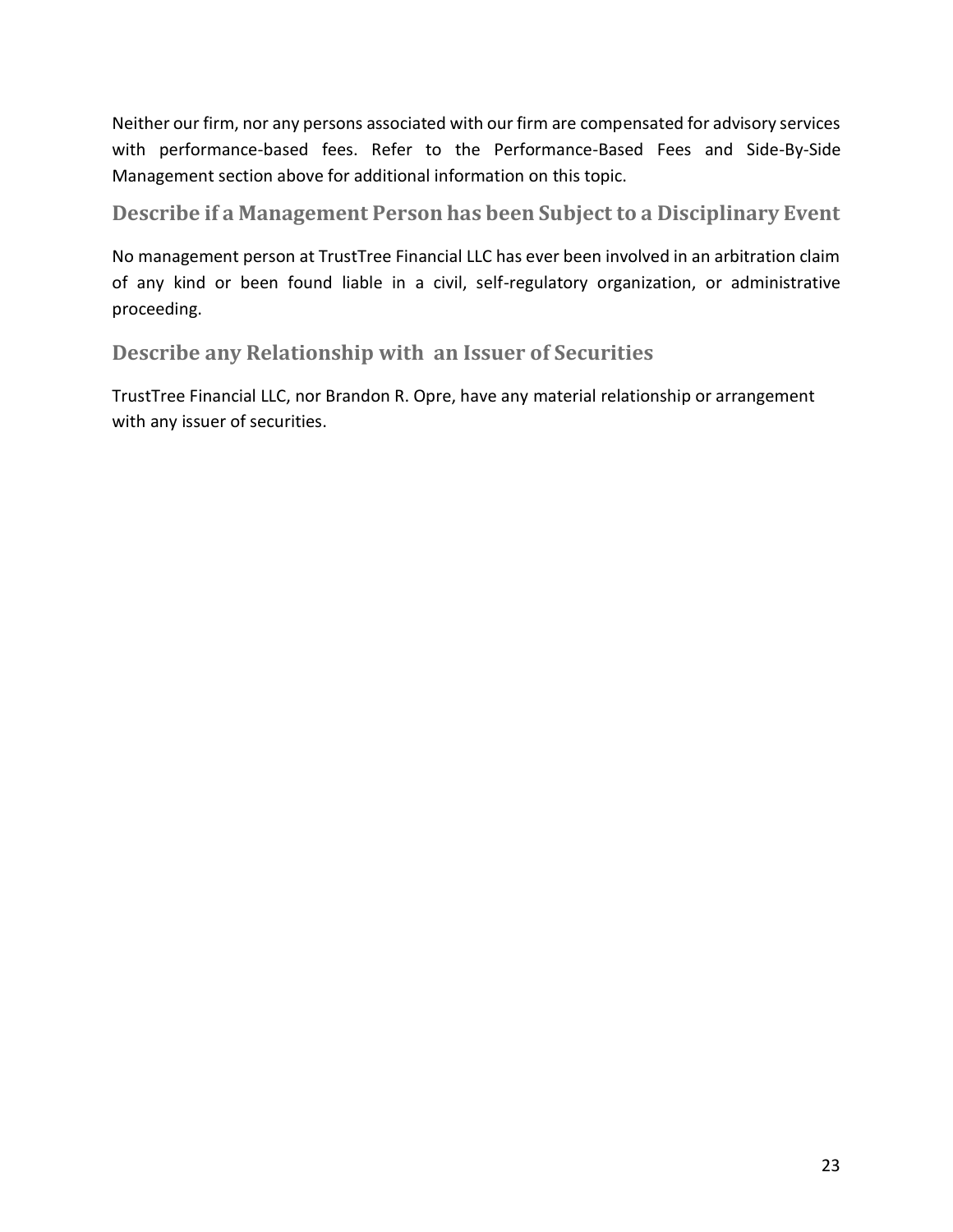Neither our firm, nor any persons associated with our firm are compensated for advisory services with performance-based fees. Refer to the Performance-Based Fees and Side-By-Side Management section above for additional information on this topic.

## Describe if a Management Person has been Subject to a Disciplinary Event

No management person at TrustTree Financial LLC has ever been involved in an arbitration claim of any kind or been found liable in a civil, self-regulatory organization, or administrative proceeding.

## Describe any Relationship with an Issuer of Securities

TrustTree Financial LLC, nor Brandon R. Opre, have any material relationship or arrangement with any issuer of securities.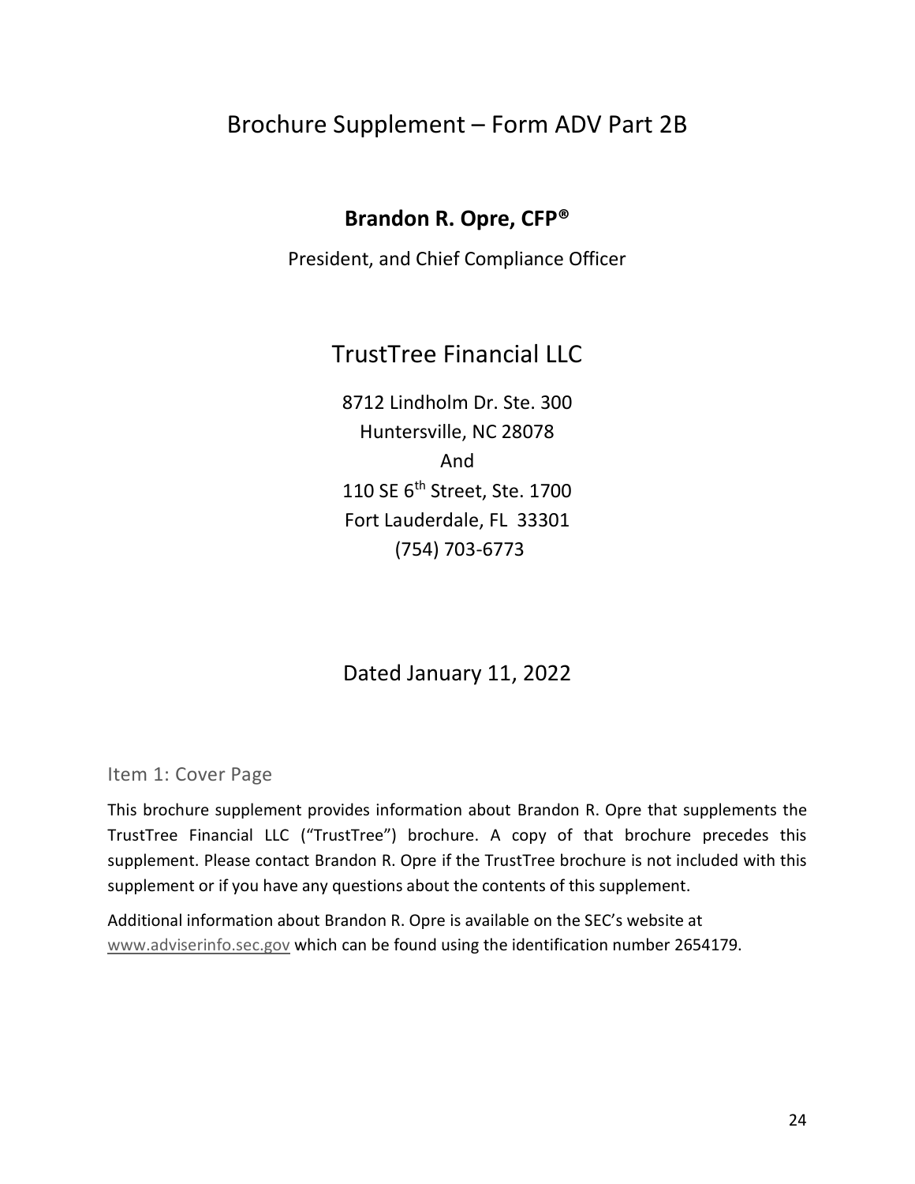# Brochure Supplement – Form ADV Part 2B

**Brandon R. Opre, CFP®**

President, and Chief Compliance Officer

## TrustTree Financial LLC

8712 Lindholm Dr. Ste. 300
Huntersville, NC 28078
And
110 SE 6th Street, Ste. 1700
Fort Lauderdale, FL 33301
(754) 703-6773

Dated January 11, 2022

### Item 1: Cover Page

This brochure supplement provides information about Brandon R. Opre that supplements the TrustTree Financial LLC ("TrustTree") brochure. A copy of that brochure precedes this supplement. Please contact Brandon R. Opre if the TrustTree brochure is not included with this supplement or if you have any questions about the contents of this supplement.

Additional information about Brandon R. Opre is available on the SEC's website at www.adviserinfo.sec.gov which can be found using the identification number 2654179.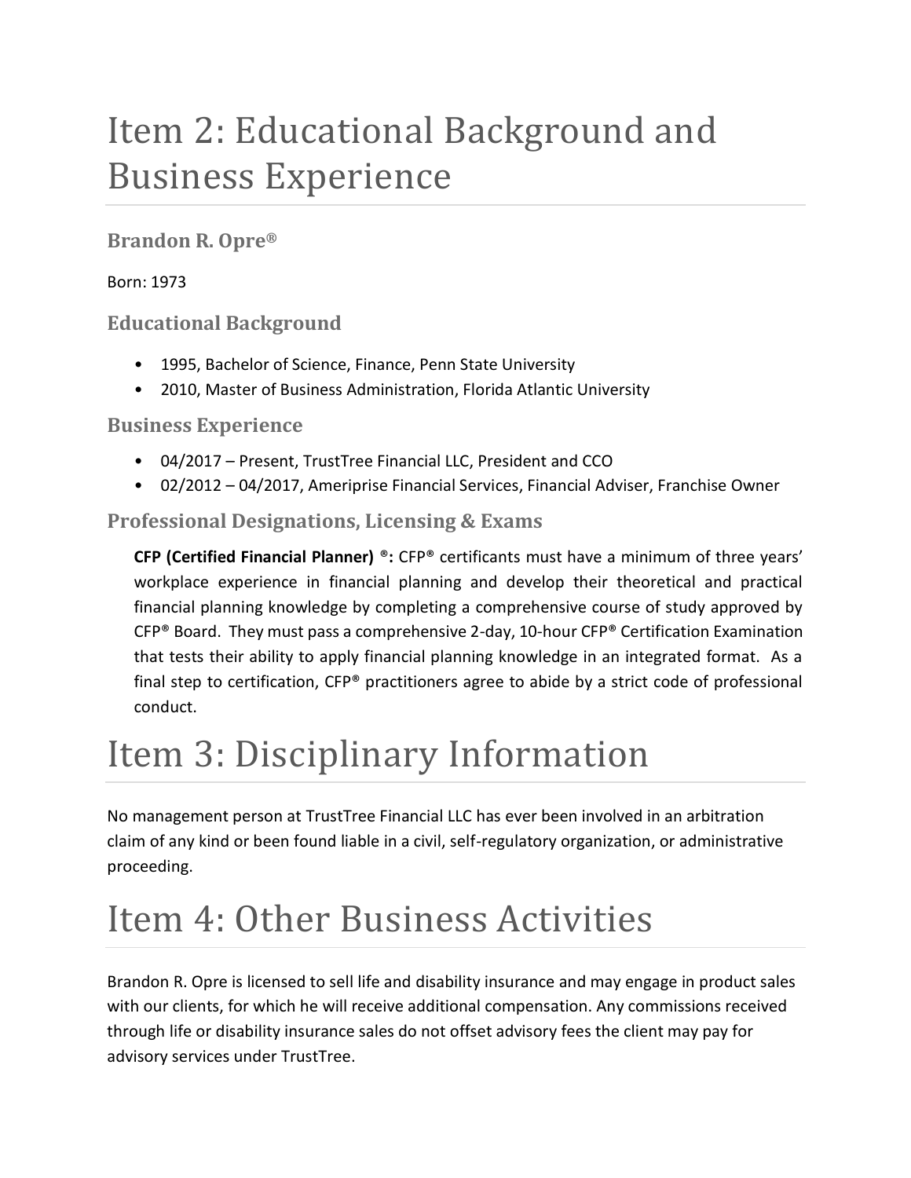# Item 2: Educational Background and Business Experience

## Brandon R. Opre®

Born: 1973

### Educational Background

- 1995, Bachelor of Science, Finance, Penn State University
- 2010, Master of Business Administration, Florida Atlantic University

### Business Experience

- 04/2017 – Present, TrustTree Financial LLC, President and CCO
- 02/2012 – 04/2017, Ameriprise Financial Services, Financial Adviser, Franchise Owner

### Professional Designations, Licensing & Exams

**CFP (Certified Financial Planner) ®:** CFP® certificants must have a minimum of three years' workplace experience in financial planning and develop their theoretical and practical financial planning knowledge by completing a comprehensive course of study approved by CFP® Board. They must pass a comprehensive 2-day, 10-hour CFP® Certification Examination that tests their ability to apply financial planning knowledge in an integrated format. As a final step to certification, CFP® practitioners agree to abide by a strict code of professional conduct.

# Item 3: Disciplinary Information

No management person at TrustTree Financial LLC has ever been involved in an arbitration claim of any kind or been found liable in a civil, self-regulatory organization, or administrative proceeding.

# Item 4: Other Business Activities

Brandon R. Opre is licensed to sell life and disability insurance and may engage in product sales with our clients, for which he will receive additional compensation. Any commissions received through life or disability insurance sales do not offset advisory fees the client may pay for advisory services under TrustTree.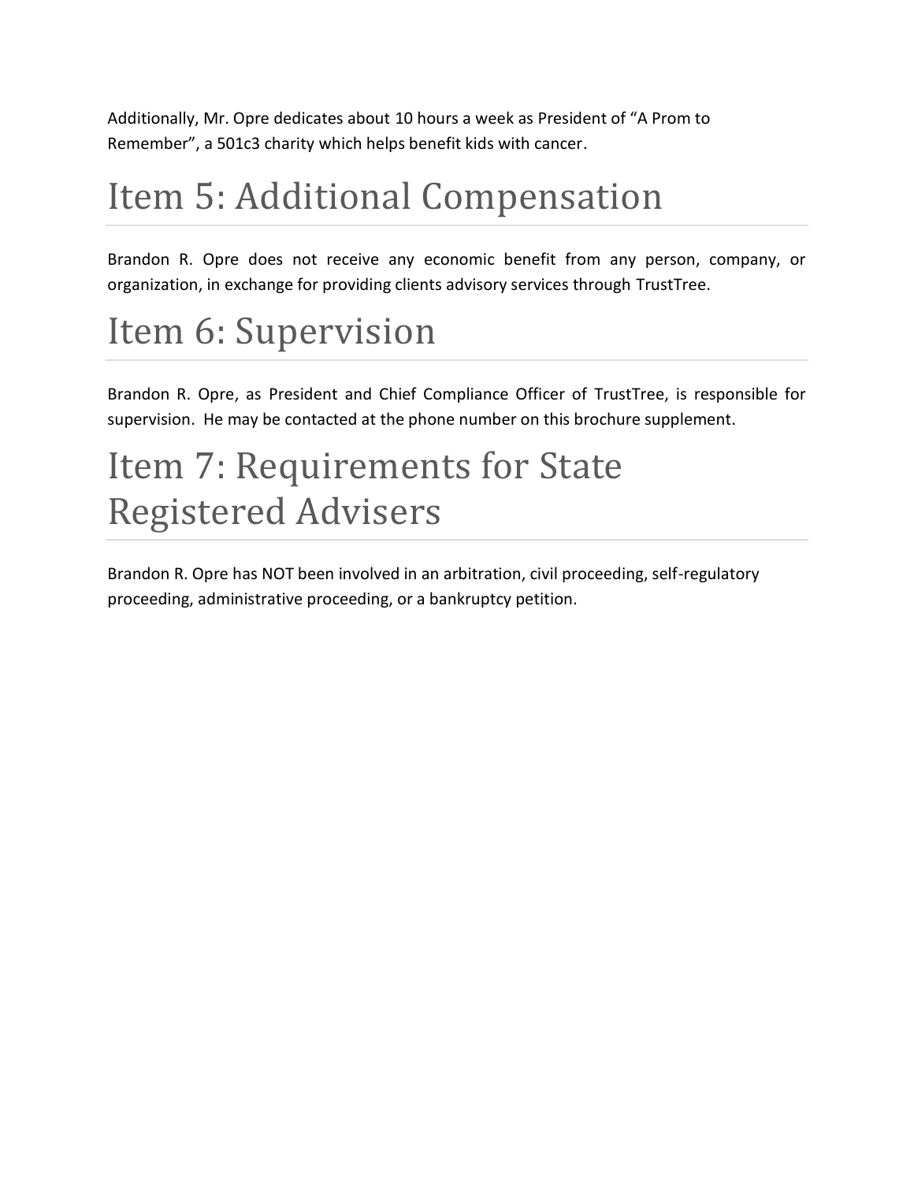Additionally, Mr. Opre dedicates about 10 hours a week as President of "A Prom to Remember", a 501c3 charity which helps benefit kids with cancer.

# Item 5: Additional Compensation

Brandon R. Opre does not receive any economic benefit from any person, company, or organization, in exchange for providing clients advisory services through TrustTree.

# Item 6: Supervision

Brandon R. Opre, as President and Chief Compliance Officer of TrustTree, is responsible for supervision. He may be contacted at the phone number on this brochure supplement.

# Item 7: Requirements for State Registered Advisers

Brandon R. Opre has NOT been involved in an arbitration, civil proceeding, self-regulatory proceeding, administrative proceeding, or a bankruptcy petition.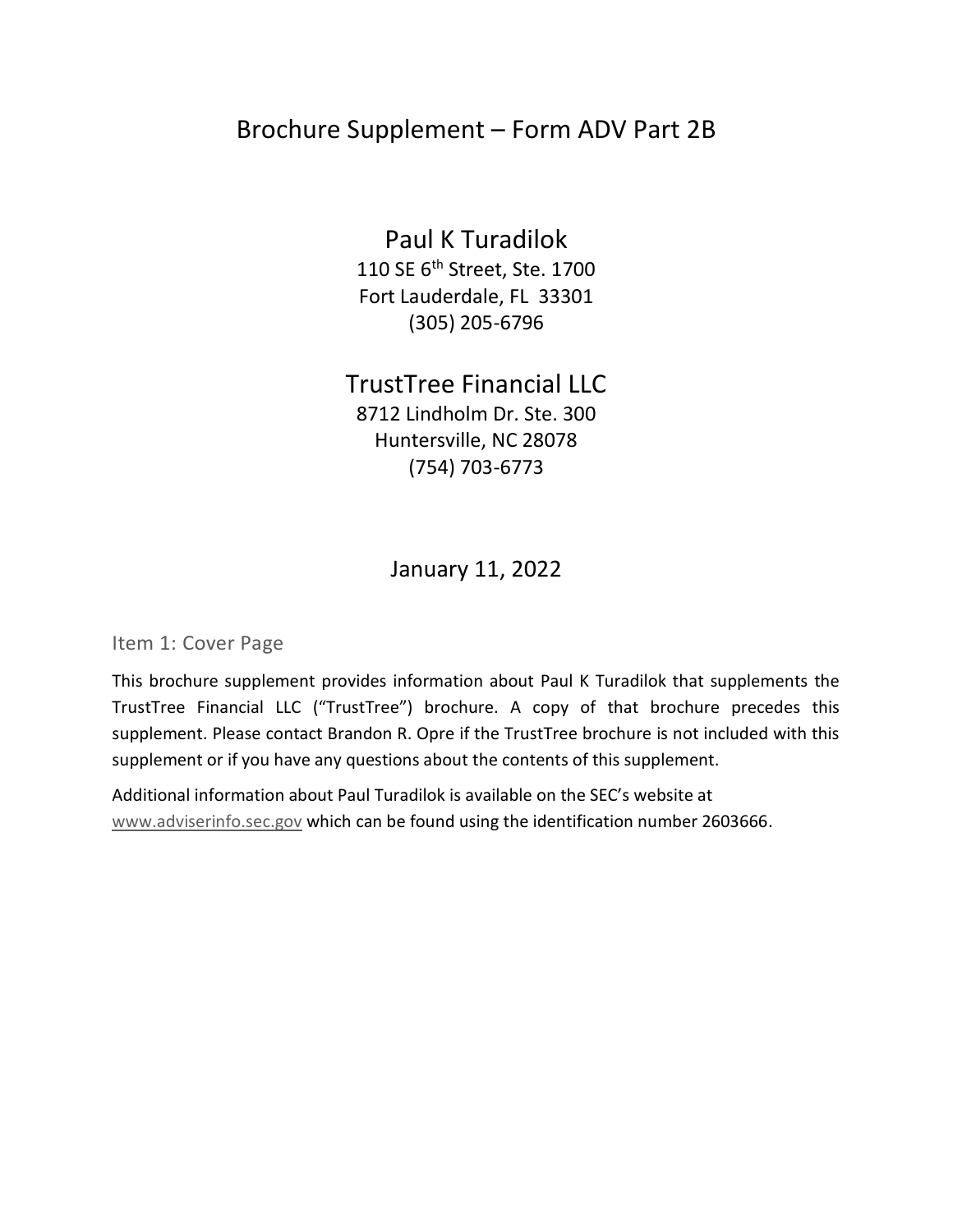# Brochure Supplement – Form ADV Part 2B

## Paul K Turadilok

110 SE 6th Street, Ste. 1700
Fort Lauderdale, FL 33301
(305) 205-6796

## TrustTree Financial LLC

8712 Lindholm Dr. Ste. 300
Huntersville, NC 28078
(754) 703-6773

January 11, 2022

### Item 1: Cover Page

This brochure supplement provides information about Paul K Turadilok that supplements the TrustTree Financial LLC ("TrustTree") brochure. A copy of that brochure precedes this supplement. Please contact Brandon R. Opre if the TrustTree brochure is not included with this supplement or if you have any questions about the contents of this supplement.

Additional information about Paul Turadilok is available on the SEC's website at www.adviserinfo.sec.gov which can be found using the identification number 2603666.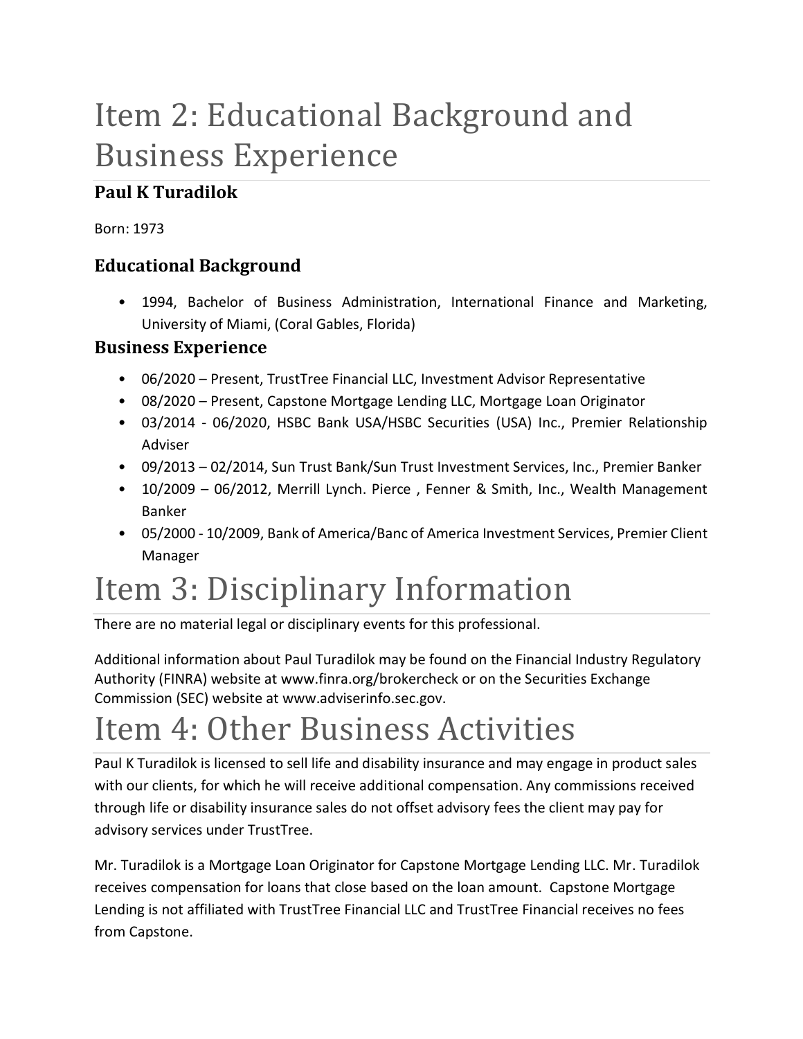# Item 2: Educational Background and Business Experience

### Paul K Turadilok

Born: 1973

### Educational Background

- 1994, Bachelor of Business Administration, International Finance and Marketing, University of Miami, (Coral Gables, Florida)

### Business Experience

- 06/2020 – Present, TrustTree Financial LLC, Investment Advisor Representative
- 08/2020 – Present, Capstone Mortgage Lending LLC, Mortgage Loan Originator
- 03/2014 - 06/2020, HSBC Bank USA/HSBC Securities (USA) Inc., Premier Relationship Adviser
- 09/2013 – 02/2014, Sun Trust Bank/Sun Trust Investment Services, Inc., Premier Banker
- 10/2009 – 06/2012, Merrill Lynch. Pierce , Fenner & Smith, Inc., Wealth Management Banker
- 05/2000 - 10/2009, Bank of America/Banc of America Investment Services, Premier Client Manager

# Item 3: Disciplinary Information

There are no material legal or disciplinary events for this professional.

Additional information about Paul Turadilok may be found on the Financial Industry Regulatory Authority (FINRA) website at www.finra.org/brokercheck or on the Securities Exchange Commission (SEC) website at www.adviserinfo.sec.gov.

# Item 4: Other Business Activities

Paul K Turadilok is licensed to sell life and disability insurance and may engage in product sales with our clients, for which he will receive additional compensation. Any commissions received through life or disability insurance sales do not offset advisory fees the client may pay for advisory services under TrustTree.

Mr. Turadilok is a Mortgage Loan Originator for Capstone Mortgage Lending LLC. Mr. Turadilok receives compensation for loans that close based on the loan amount. Capstone Mortgage Lending is not affiliated with TrustTree Financial LLC and TrustTree Financial receives no fees from Capstone.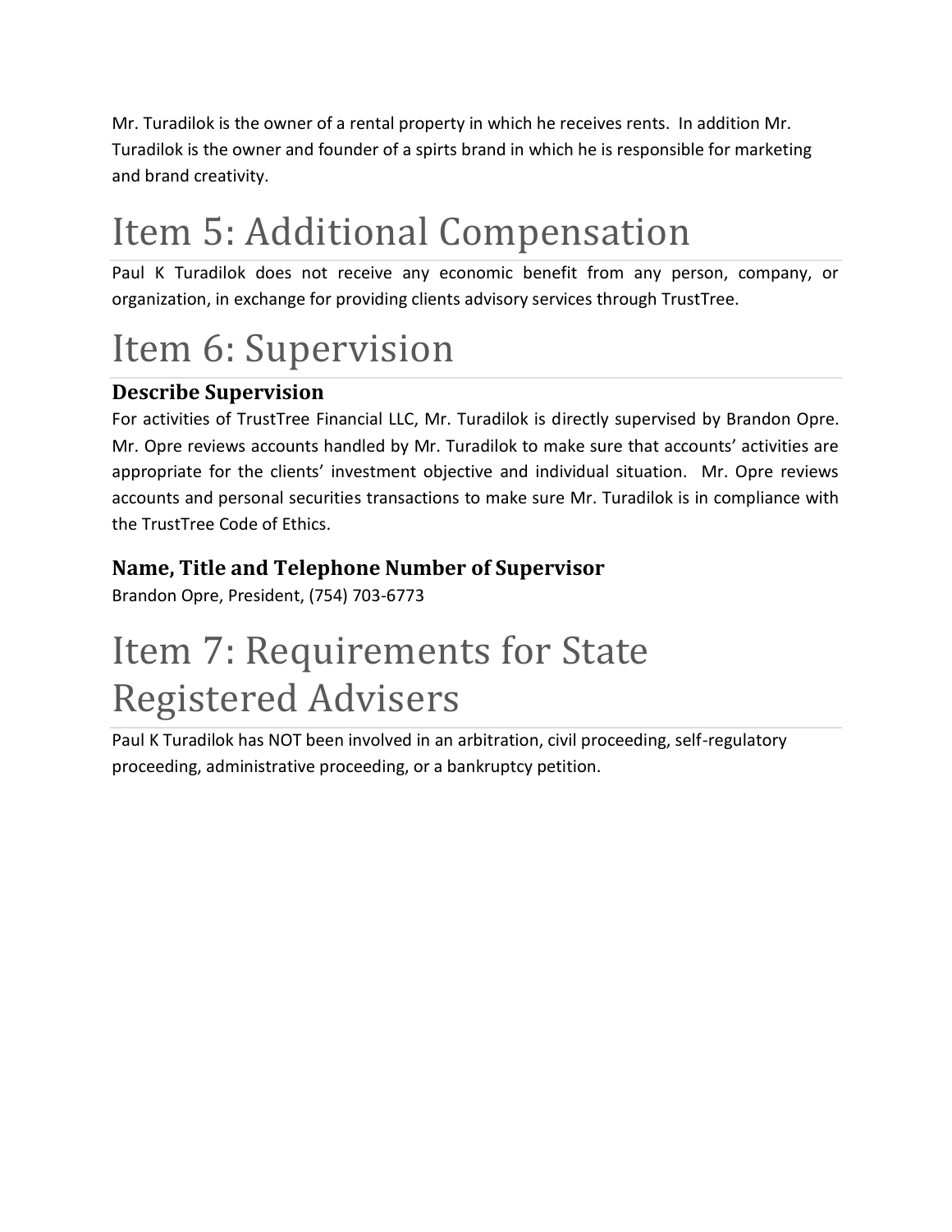Mr. Turadilok is the owner of a rental property in which he receives rents. In addition Mr. Turadilok is the owner and founder of a spirts brand in which he is responsible for marketing and brand creativity.

# Item 5: Additional Compensation

Paul K Turadilok does not receive any economic benefit from any person, company, or organization, in exchange for providing clients advisory services through TrustTree.

# Item 6: Supervision

### Describe Supervision

For activities of TrustTree Financial LLC, Mr. Turadilok is directly supervised by Brandon Opre. Mr. Opre reviews accounts handled by Mr. Turadilok to make sure that accounts' activities are appropriate for the clients' investment objective and individual situation. Mr. Opre reviews accounts and personal securities transactions to make sure Mr. Turadilok is in compliance with the TrustTree Code of Ethics.

### Name, Title and Telephone Number of Supervisor

Brandon Opre, President, (754) 703-6773

# Item 7: Requirements for State Registered Advisers

Paul K Turadilok has NOT been involved in an arbitration, civil proceeding, self-regulatory proceeding, administrative proceeding, or a bankruptcy petition.